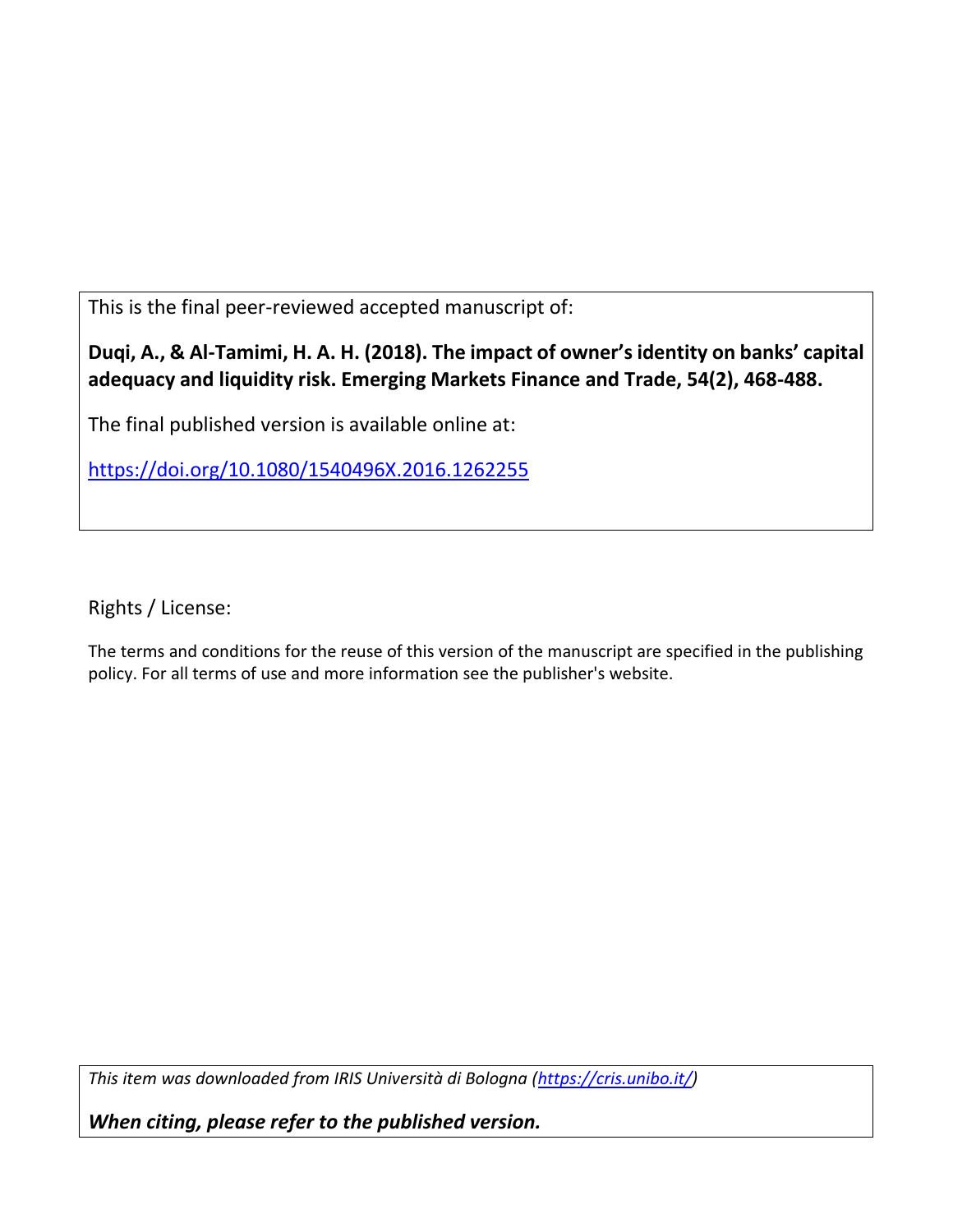This is the final peer-reviewed accepted manuscript of:

**Duqi, A., & Al-Tamimi, H. A. H. (2018). The impact of owner's identity on banks' capital adequacy and liquidity risk. Emerging Markets Finance and Trade, 54(2), 468-488.**

The final published version is available online at:

https://doi.org/10.1080/1540496X.2016.1262255

Rights / License:

The terms and conditions for the reuse of this version of the manuscript are specified in the publishing policy. For all terms of use and more information see the publisher's website.

*This item was downloaded from IRIS Università di Bologna (https://cris.unibo.it/)*

***When citing, please refer to the published version.***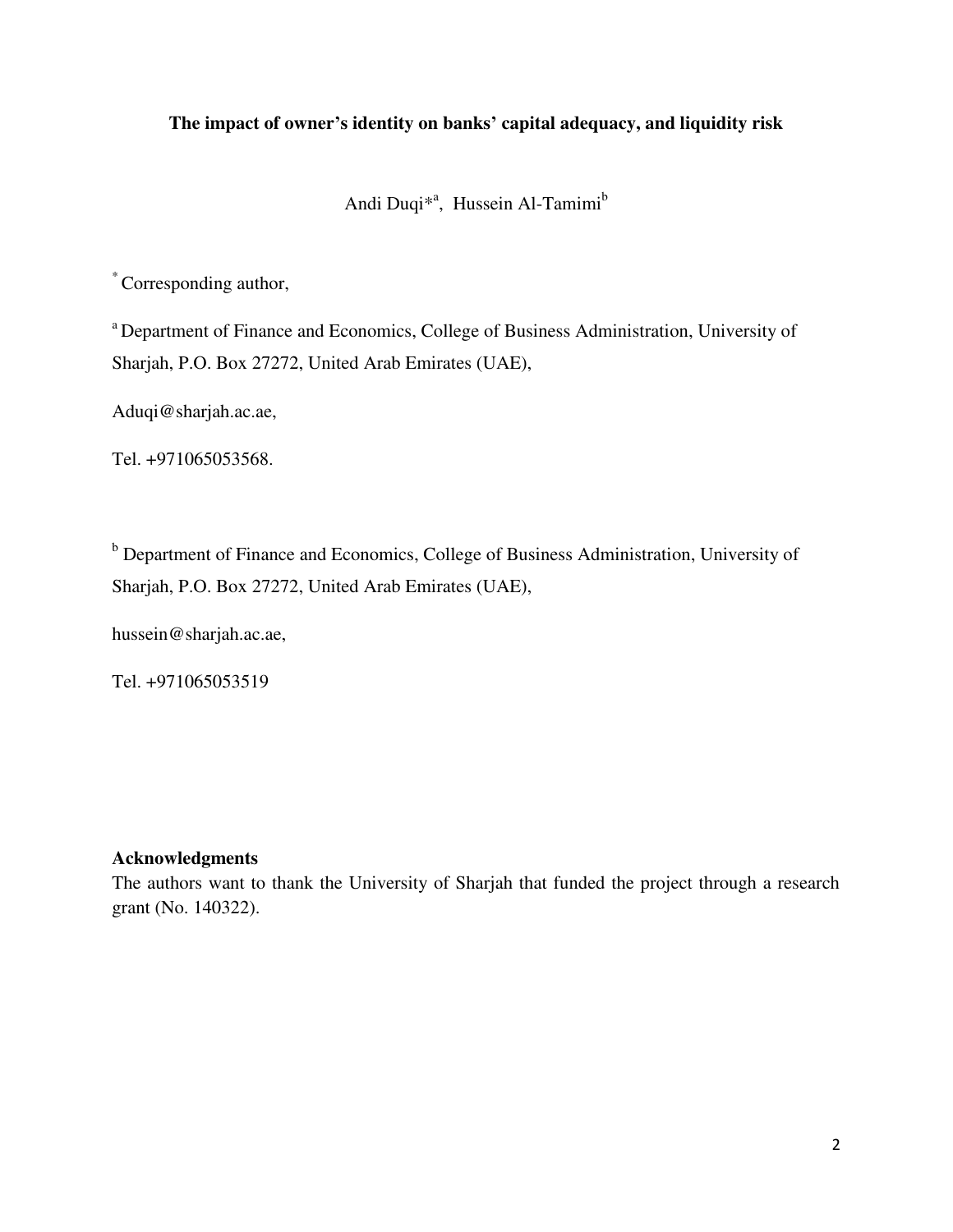**The impact of owner's identity on banks' capital adequacy, and liquidity risk**

Andi Duqi*[a], Hussein Al-Tamimi[b]

[*] Corresponding author,

[a] Department of Finance and Economics, College of Business Administration, University of Sharjah, P.O. Box 27272, United Arab Emirates (UAE),

Aduqi@sharjah.ac.ae,

Tel. +971065053568.

[b] Department of Finance and Economics, College of Business Administration, University of Sharjah, P.O. Box 27272, United Arab Emirates (UAE),

hussein@sharjah.ac.ae,

Tel. +971065053519

**Acknowledgments**

The authors want to thank the University of Sharjah that funded the project through a research grant (No. 140322).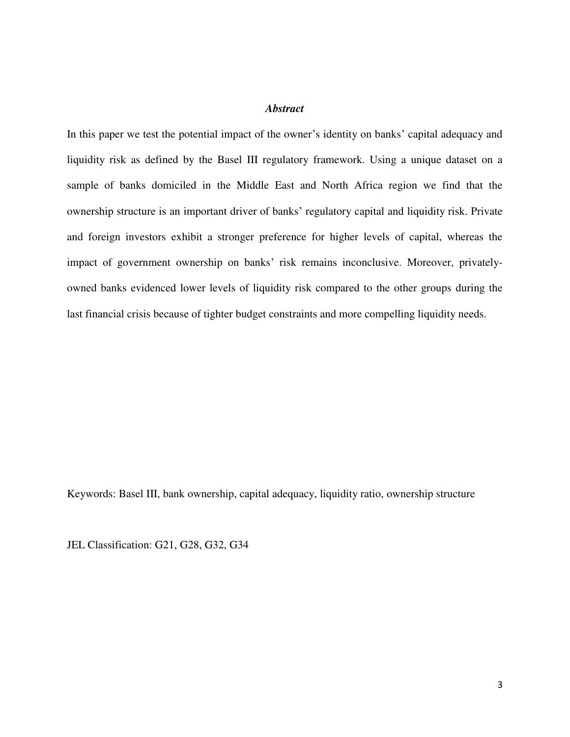## *Abstract*

In this paper we test the potential impact of the owner's identity on banks' capital adequacy and liquidity risk as defined by the Basel III regulatory framework. Using a unique dataset on a sample of banks domiciled in the Middle East and North Africa region we find that the ownership structure is an important driver of banks' regulatory capital and liquidity risk. Private and foreign investors exhibit a stronger preference for higher levels of capital, whereas the impact of government ownership on banks' risk remains inconclusive. Moreover, privately-owned banks evidenced lower levels of liquidity risk compared to the other groups during the last financial crisis because of tighter budget constraints and more compelling liquidity needs.

Keywords: Basel III, bank ownership, capital adequacy, liquidity ratio, ownership structure

JEL Classification: G21, G28, G32, G34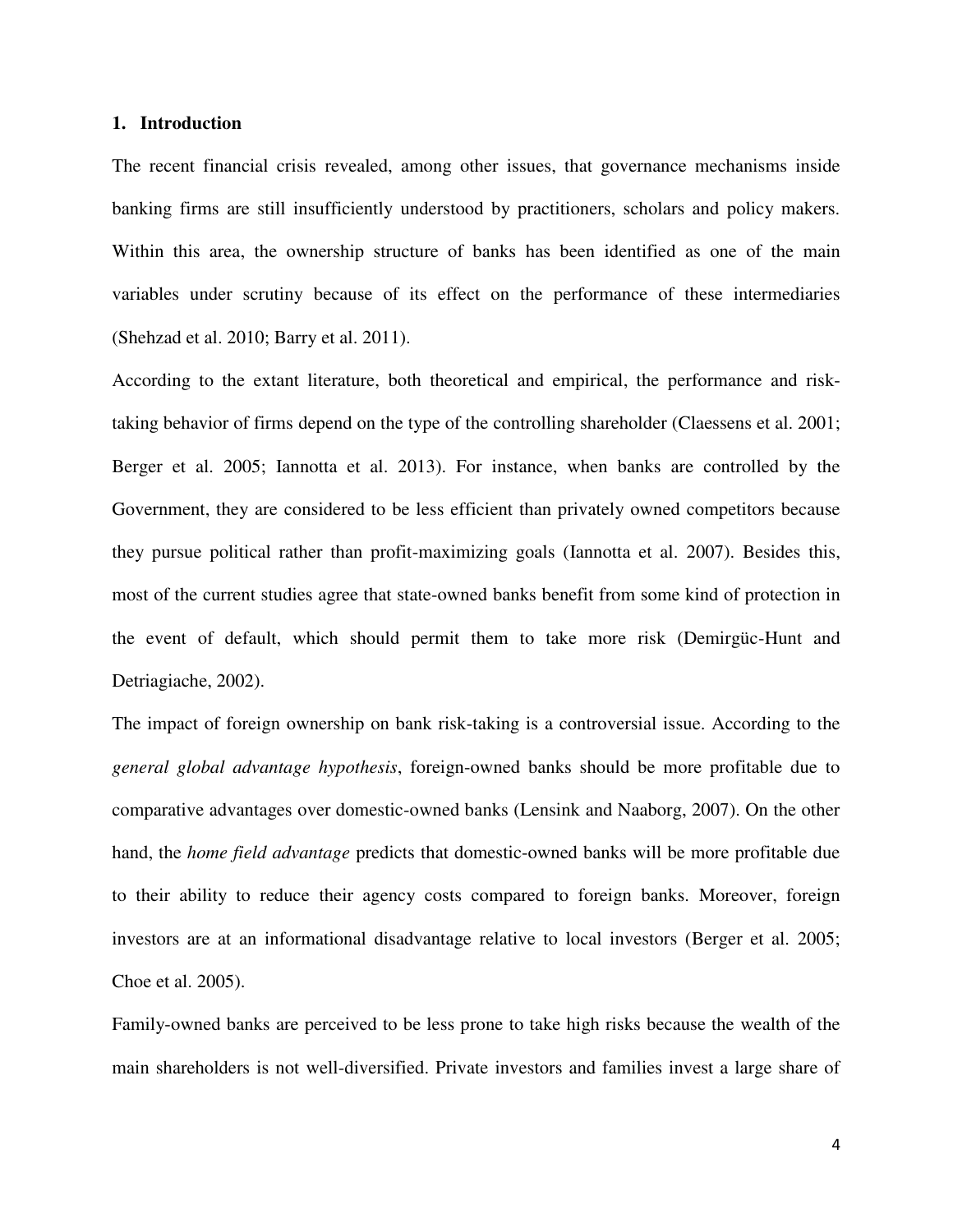## 1. Introduction

The recent financial crisis revealed, among other issues, that governance mechanisms inside banking firms are still insufficiently understood by practitioners, scholars and policy makers. Within this area, the ownership structure of banks has been identified as one of the main variables under scrutiny because of its effect on the performance of these intermediaries (Shehzad et al. 2010; Barry et al. 2011).

According to the extant literature, both theoretical and empirical, the performance and risk-taking behavior of firms depend on the type of the controlling shareholder (Claessens et al. 2001; Berger et al. 2005; Iannotta et al. 2013). For instance, when banks are controlled by the Government, they are considered to be less efficient than privately owned competitors because they pursue political rather than profit-maximizing goals (Iannotta et al. 2007). Besides this, most of the current studies agree that state-owned banks benefit from some kind of protection in the event of default, which should permit them to take more risk (Demirgüc-Hunt and Detriagiache, 2002).

The impact of foreign ownership on bank risk-taking is a controversial issue. According to the *general global advantage hypothesis*, foreign-owned banks should be more profitable due to comparative advantages over domestic-owned banks (Lensink and Naaborg, 2007). On the other hand, the *home field advantage* predicts that domestic-owned banks will be more profitable due to their ability to reduce their agency costs compared to foreign banks. Moreover, foreign investors are at an informational disadvantage relative to local investors (Berger et al. 2005; Choe et al. 2005).

Family-owned banks are perceived to be less prone to take high risks because the wealth of the main shareholders is not well-diversified. Private investors and families invest a large share of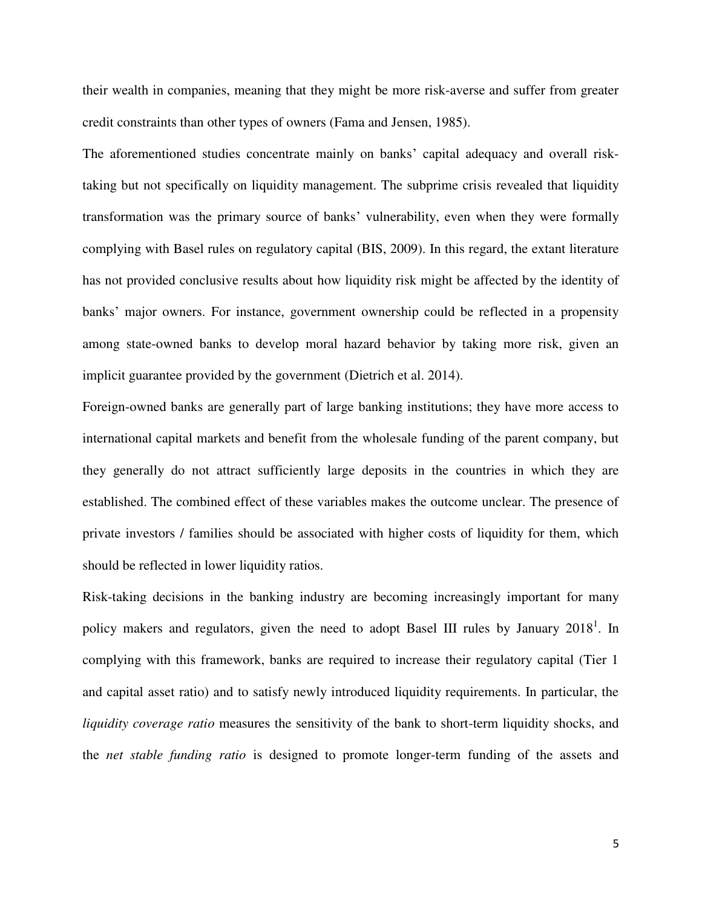their wealth in companies, meaning that they might be more risk-averse and suffer from greater credit constraints than other types of owners (Fama and Jensen, 1985).

The aforementioned studies concentrate mainly on banks' capital adequacy and overall risk-taking but not specifically on liquidity management. The subprime crisis revealed that liquidity transformation was the primary source of banks' vulnerability, even when they were formally complying with Basel rules on regulatory capital (BIS, 2009). In this regard, the extant literature has not provided conclusive results about how liquidity risk might be affected by the identity of banks' major owners. For instance, government ownership could be reflected in a propensity among state-owned banks to develop moral hazard behavior by taking more risk, given an implicit guarantee provided by the government (Dietrich et al. 2014).

Foreign-owned banks are generally part of large banking institutions; they have more access to international capital markets and benefit from the wholesale funding of the parent company, but they generally do not attract sufficiently large deposits in the countries in which they are established. The combined effect of these variables makes the outcome unclear. The presence of private investors / families should be associated with higher costs of liquidity for them, which should be reflected in lower liquidity ratios.

Risk-taking decisions in the banking industry are becoming increasingly important for many policy makers and regulators, given the need to adopt Basel III rules by January 2018[1]. In complying with this framework, banks are required to increase their regulatory capital (Tier 1 and capital asset ratio) and to satisfy newly introduced liquidity requirements. In particular, the *liquidity coverage ratio* measures the sensitivity of the bank to short-term liquidity shocks, and the *net stable funding ratio* is designed to promote longer-term funding of the assets and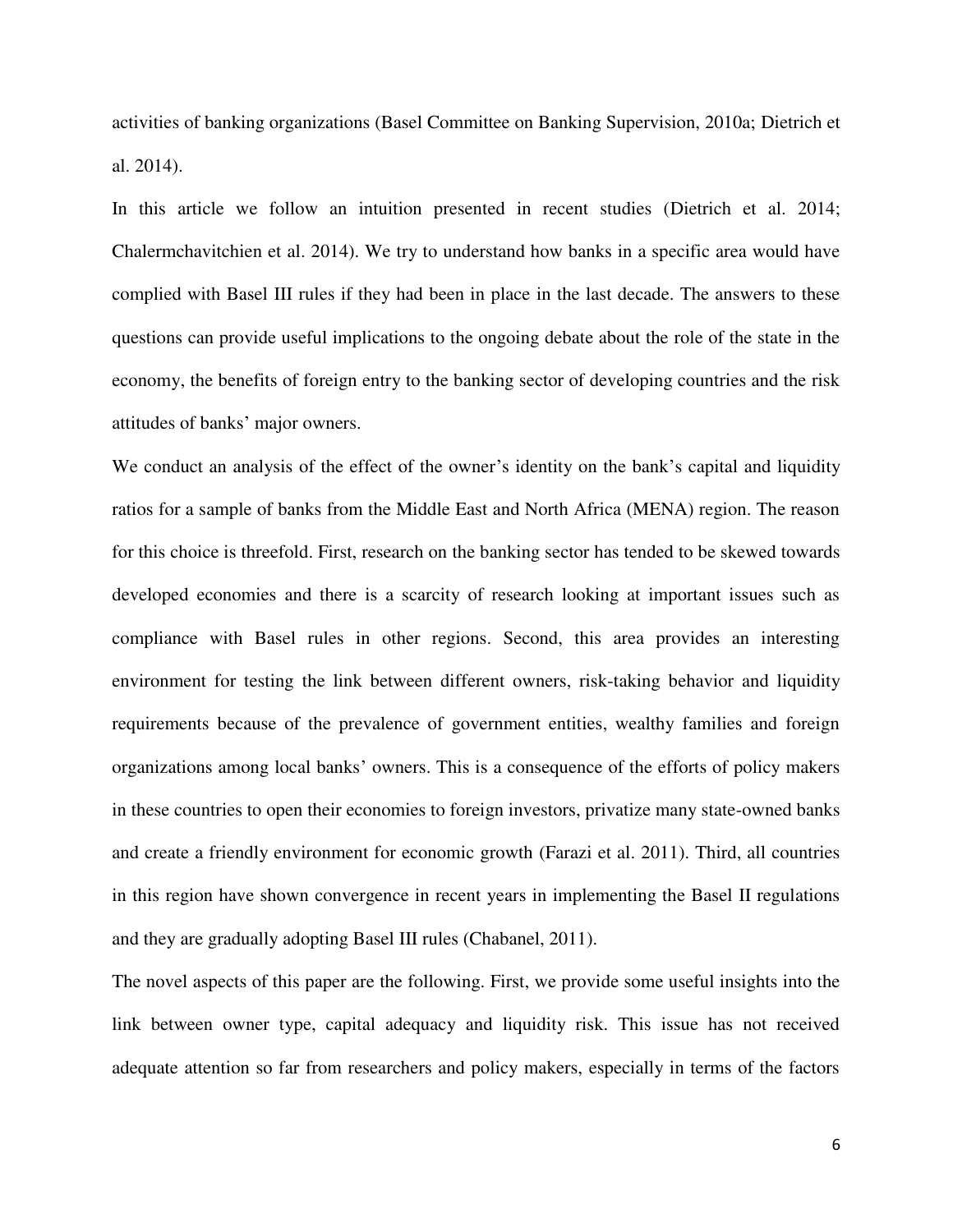activities of banking organizations (Basel Committee on Banking Supervision, 2010a; Dietrich et al. 2014).

In this article we follow an intuition presented in recent studies (Dietrich et al. 2014; Chalermchavitchien et al. 2014). We try to understand how banks in a specific area would have complied with Basel III rules if they had been in place in the last decade. The answers to these questions can provide useful implications to the ongoing debate about the role of the state in the economy, the benefits of foreign entry to the banking sector of developing countries and the risk attitudes of banks' major owners.

We conduct an analysis of the effect of the owner's identity on the bank's capital and liquidity ratios for a sample of banks from the Middle East and North Africa (MENA) region. The reason for this choice is threefold. First, research on the banking sector has tended to be skewed towards developed economies and there is a scarcity of research looking at important issues such as compliance with Basel rules in other regions. Second, this area provides an interesting environment for testing the link between different owners, risk-taking behavior and liquidity requirements because of the prevalence of government entities, wealthy families and foreign organizations among local banks' owners. This is a consequence of the efforts of policy makers in these countries to open their economies to foreign investors, privatize many state-owned banks and create a friendly environment for economic growth (Farazi et al. 2011). Third, all countries in this region have shown convergence in recent years in implementing the Basel II regulations and they are gradually adopting Basel III rules (Chabanel, 2011).

The novel aspects of this paper are the following. First, we provide some useful insights into the link between owner type, capital adequacy and liquidity risk. This issue has not received adequate attention so far from researchers and policy makers, especially in terms of the factors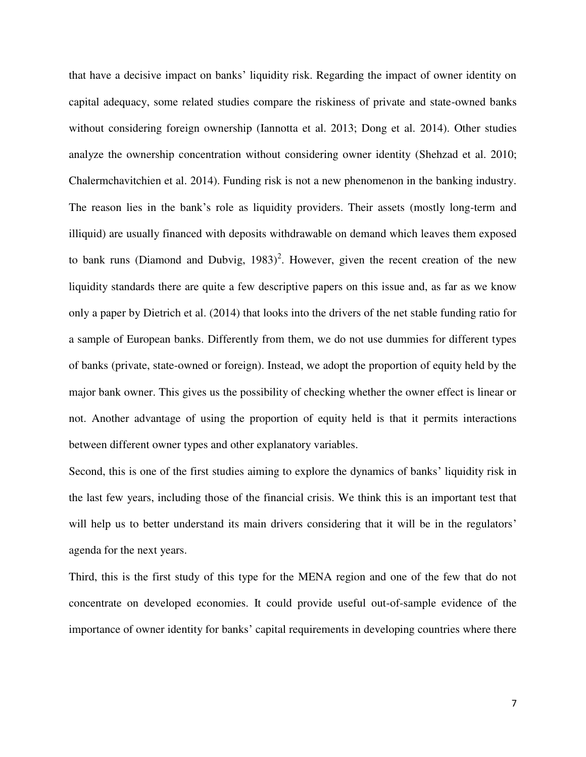that have a decisive impact on banks' liquidity risk. Regarding the impact of owner identity on capital adequacy, some related studies compare the riskiness of private and state-owned banks without considering foreign ownership (Iannotta et al. 2013; Dong et al. 2014). Other studies analyze the ownership concentration without considering owner identity (Shehzad et al. 2010; Chalermchavitchien et al. 2014). Funding risk is not a new phenomenon in the banking industry. The reason lies in the bank's role as liquidity providers. Their assets (mostly long-term and illiquid) are usually financed with deposits withdrawable on demand which leaves them exposed to bank runs (Diamond and Dubvig, 1983)[2]. However, given the recent creation of the new liquidity standards there are quite a few descriptive papers on this issue and, as far as we know only a paper by Dietrich et al. (2014) that looks into the drivers of the net stable funding ratio for a sample of European banks. Differently from them, we do not use dummies for different types of banks (private, state-owned or foreign). Instead, we adopt the proportion of equity held by the major bank owner. This gives us the possibility of checking whether the owner effect is linear or not. Another advantage of using the proportion of equity held is that it permits interactions between different owner types and other explanatory variables.

Second, this is one of the first studies aiming to explore the dynamics of banks' liquidity risk in the last few years, including those of the financial crisis. We think this is an important test that will help us to better understand its main drivers considering that it will be in the regulators' agenda for the next years.

Third, this is the first study of this type for the MENA region and one of the few that do not concentrate on developed economies. It could provide useful out-of-sample evidence of the importance of owner identity for banks' capital requirements in developing countries where there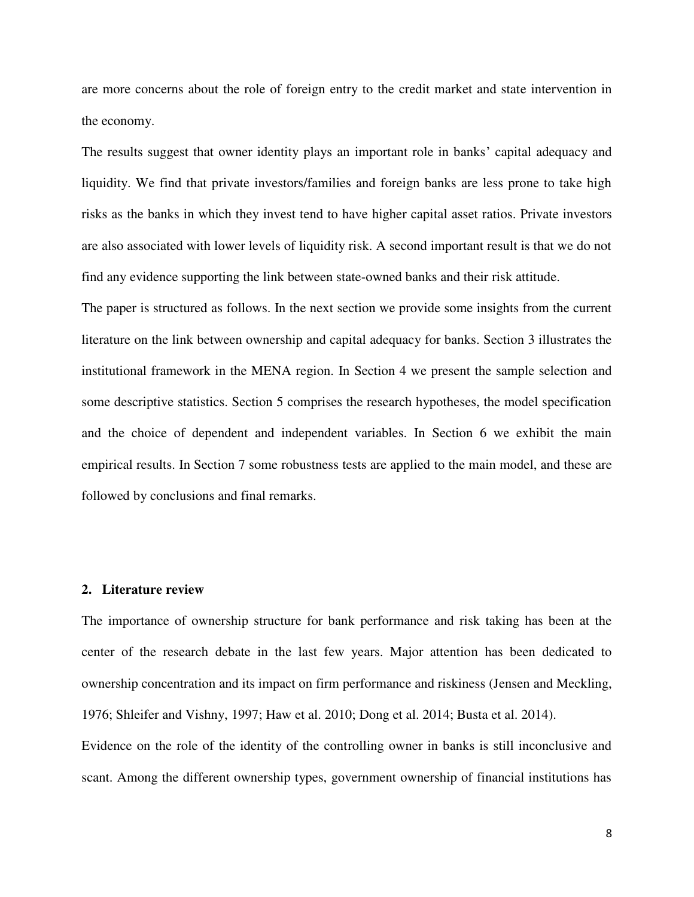are more concerns about the role of foreign entry to the credit market and state intervention in the economy.

The results suggest that owner identity plays an important role in banks' capital adequacy and liquidity. We find that private investors/families and foreign banks are less prone to take high risks as the banks in which they invest tend to have higher capital asset ratios. Private investors are also associated with lower levels of liquidity risk. A second important result is that we do not find any evidence supporting the link between state-owned banks and their risk attitude.

The paper is structured as follows. In the next section we provide some insights from the current literature on the link between ownership and capital adequacy for banks. Section 3 illustrates the institutional framework in the MENA region. In Section 4 we present the sample selection and some descriptive statistics. Section 5 comprises the research hypotheses, the model specification and the choice of dependent and independent variables. In Section 6 we exhibit the main empirical results. In Section 7 some robustness tests are applied to the main model, and these are followed by conclusions and final remarks.

## 2. Literature review

The importance of ownership structure for bank performance and risk taking has been at the center of the research debate in the last few years. Major attention has been dedicated to ownership concentration and its impact on firm performance and riskiness (Jensen and Meckling, 1976; Shleifer and Vishny, 1997; Haw et al. 2010; Dong et al. 2014; Busta et al. 2014).

Evidence on the role of the identity of the controlling owner in banks is still inconclusive and scant. Among the different ownership types, government ownership of financial institutions has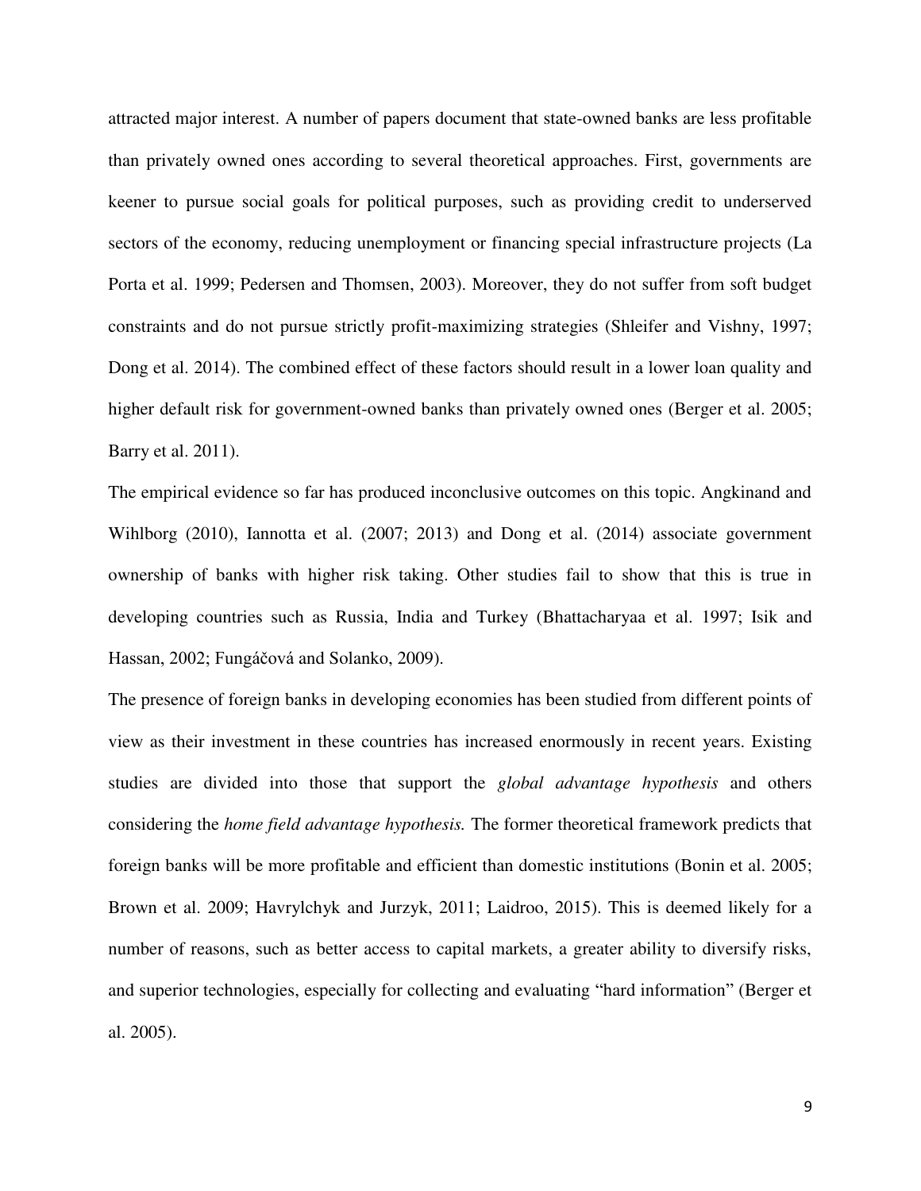attracted major interest. A number of papers document that state-owned banks are less profitable than privately owned ones according to several theoretical approaches. First, governments are keener to pursue social goals for political purposes, such as providing credit to underserved sectors of the economy, reducing unemployment or financing special infrastructure projects (La Porta et al. 1999; Pedersen and Thomsen, 2003). Moreover, they do not suffer from soft budget constraints and do not pursue strictly profit-maximizing strategies (Shleifer and Vishny, 1997; Dong et al. 2014). The combined effect of these factors should result in a lower loan quality and higher default risk for government-owned banks than privately owned ones (Berger et al. 2005; Barry et al. 2011).

The empirical evidence so far has produced inconclusive outcomes on this topic. Angkinand and Wihlborg (2010), Iannotta et al. (2007; 2013) and Dong et al. (2014) associate government ownership of banks with higher risk taking. Other studies fail to show that this is true in developing countries such as Russia, India and Turkey (Bhattacharyaa et al. 1997; Isik and Hassan, 2002; Fungáčová and Solanko, 2009).

The presence of foreign banks in developing economies has been studied from different points of view as their investment in these countries has increased enormously in recent years. Existing studies are divided into those that support the *global advantage hypothesis* and others considering the *home field advantage hypothesis.* The former theoretical framework predicts that foreign banks will be more profitable and efficient than domestic institutions (Bonin et al. 2005; Brown et al. 2009; Havrylchyk and Jurzyk, 2011; Laidroo, 2015). This is deemed likely for a number of reasons, such as better access to capital markets, a greater ability to diversify risks, and superior technologies, especially for collecting and evaluating "hard information" (Berger et al. 2005).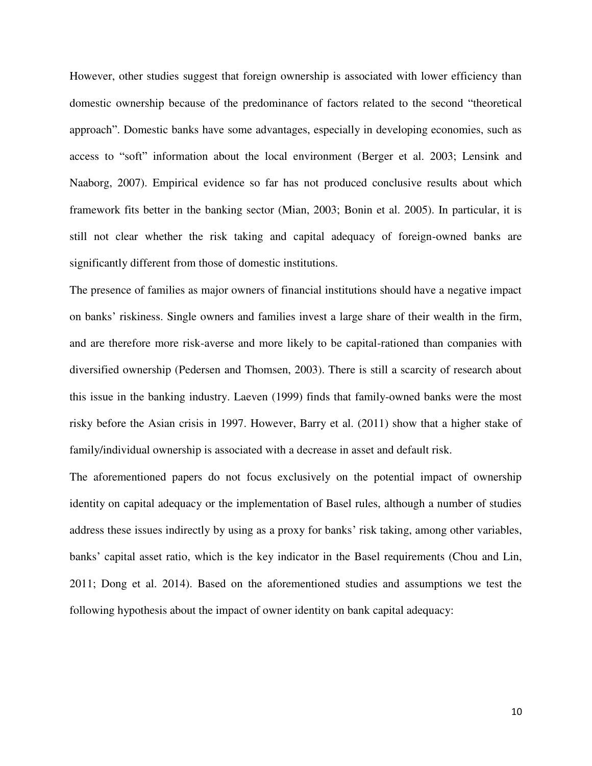However, other studies suggest that foreign ownership is associated with lower efficiency than domestic ownership because of the predominance of factors related to the second "theoretical approach". Domestic banks have some advantages, especially in developing economies, such as access to "soft" information about the local environment (Berger et al. 2003; Lensink and Naaborg, 2007). Empirical evidence so far has not produced conclusive results about which framework fits better in the banking sector (Mian, 2003; Bonin et al. 2005). In particular, it is still not clear whether the risk taking and capital adequacy of foreign-owned banks are significantly different from those of domestic institutions.

The presence of families as major owners of financial institutions should have a negative impact on banks' riskiness. Single owners and families invest a large share of their wealth in the firm, and are therefore more risk-averse and more likely to be capital-rationed than companies with diversified ownership (Pedersen and Thomsen, 2003). There is still a scarcity of research about this issue in the banking industry. Laeven (1999) finds that family-owned banks were the most risky before the Asian crisis in 1997. However, Barry et al. (2011) show that a higher stake of family/individual ownership is associated with a decrease in asset and default risk.

The aforementioned papers do not focus exclusively on the potential impact of ownership identity on capital adequacy or the implementation of Basel rules, although a number of studies address these issues indirectly by using as a proxy for banks' risk taking, among other variables, banks' capital asset ratio, which is the key indicator in the Basel requirements (Chou and Lin, 2011; Dong et al. 2014). Based on the aforementioned studies and assumptions we test the following hypothesis about the impact of owner identity on bank capital adequacy: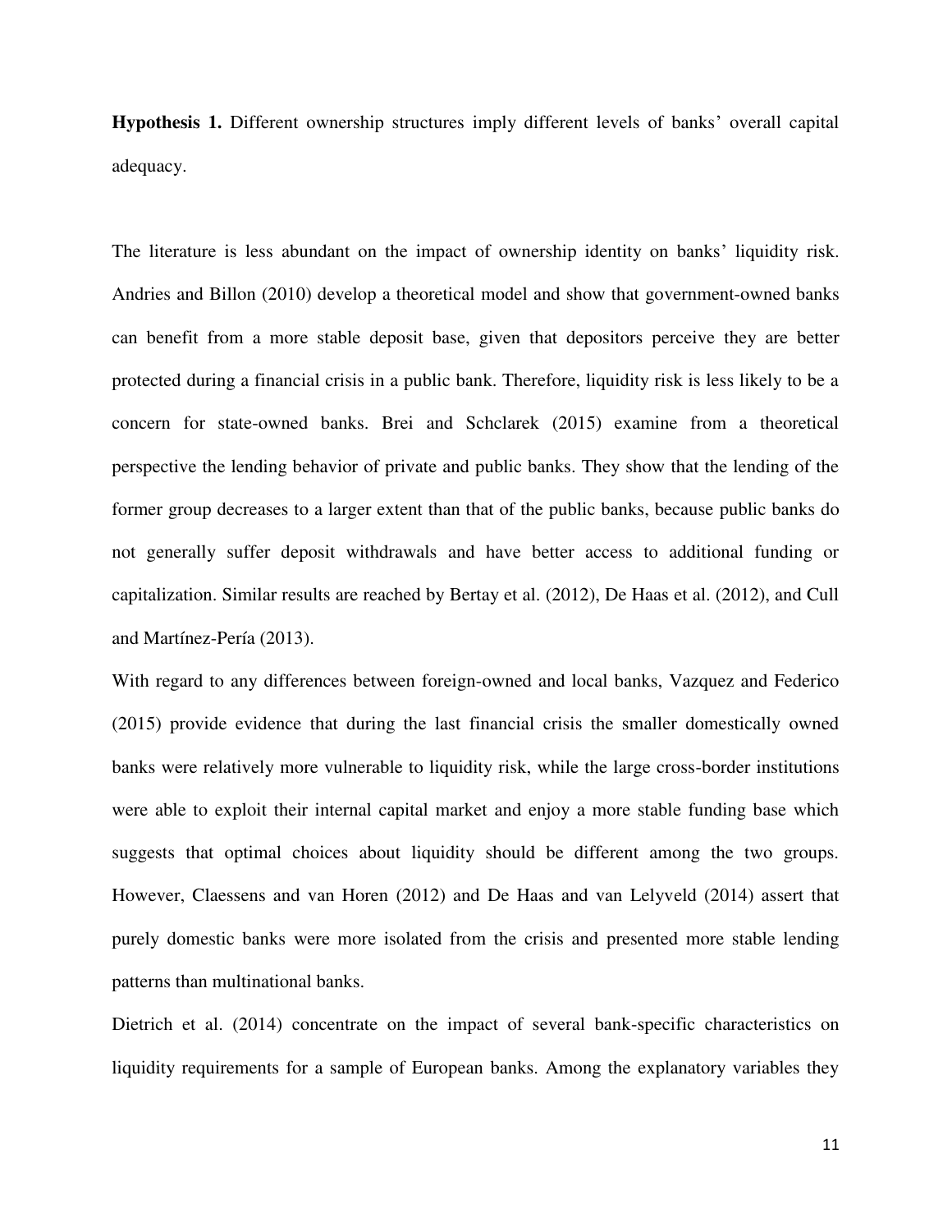**Hypothesis 1.** Different ownership structures imply different levels of banks' overall capital adequacy.

The literature is less abundant on the impact of ownership identity on banks' liquidity risk. Andries and Billon (2010) develop a theoretical model and show that government-owned banks can benefit from a more stable deposit base, given that depositors perceive they are better protected during a financial crisis in a public bank. Therefore, liquidity risk is less likely to be a concern for state-owned banks. Brei and Schclarek (2015) examine from a theoretical perspective the lending behavior of private and public banks. They show that the lending of the former group decreases to a larger extent than that of the public banks, because public banks do not generally suffer deposit withdrawals and have better access to additional funding or capitalization. Similar results are reached by Bertay et al. (2012), De Haas et al. (2012), and Cull and Martínez-Pería (2013).

With regard to any differences between foreign-owned and local banks, Vazquez and Federico (2015) provide evidence that during the last financial crisis the smaller domestically owned banks were relatively more vulnerable to liquidity risk, while the large cross-border institutions were able to exploit their internal capital market and enjoy a more stable funding base which suggests that optimal choices about liquidity should be different among the two groups. However, Claessens and van Horen (2012) and De Haas and van Lelyveld (2014) assert that purely domestic banks were more isolated from the crisis and presented more stable lending patterns than multinational banks.

Dietrich et al. (2014) concentrate on the impact of several bank-specific characteristics on liquidity requirements for a sample of European banks. Among the explanatory variables they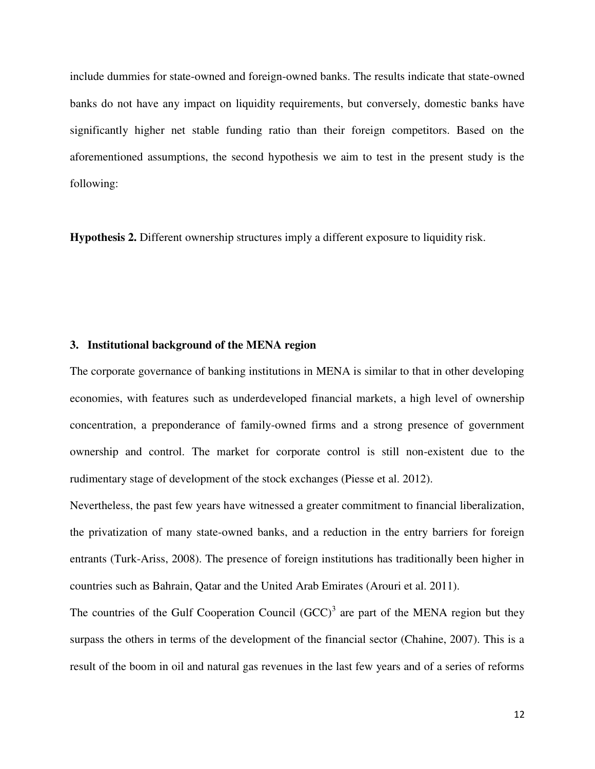include dummies for state-owned and foreign-owned banks. The results indicate that state-owned banks do not have any impact on liquidity requirements, but conversely, domestic banks have significantly higher net stable funding ratio than their foreign competitors. Based on the aforementioned assumptions, the second hypothesis we aim to test in the present study is the following:

**Hypothesis 2.** Different ownership structures imply a different exposure to liquidity risk.

## 3. Institutional background of the MENA region

The corporate governance of banking institutions in MENA is similar to that in other developing economies, with features such as underdeveloped financial markets, a high level of ownership concentration, a preponderance of family-owned firms and a strong presence of government ownership and control. The market for corporate control is still non-existent due to the rudimentary stage of development of the stock exchanges (Piesse et al. 2012).

Nevertheless, the past few years have witnessed a greater commitment to financial liberalization, the privatization of many state-owned banks, and a reduction in the entry barriers for foreign entrants (Turk-Ariss, 2008). The presence of foreign institutions has traditionally been higher in countries such as Bahrain, Qatar and the United Arab Emirates (Arouri et al. 2011).

The countries of the Gulf Cooperation Council (GCC)[3] are part of the MENA region but they surpass the others in terms of the development of the financial sector (Chahine, 2007). This is a result of the boom in oil and natural gas revenues in the last few years and of a series of reforms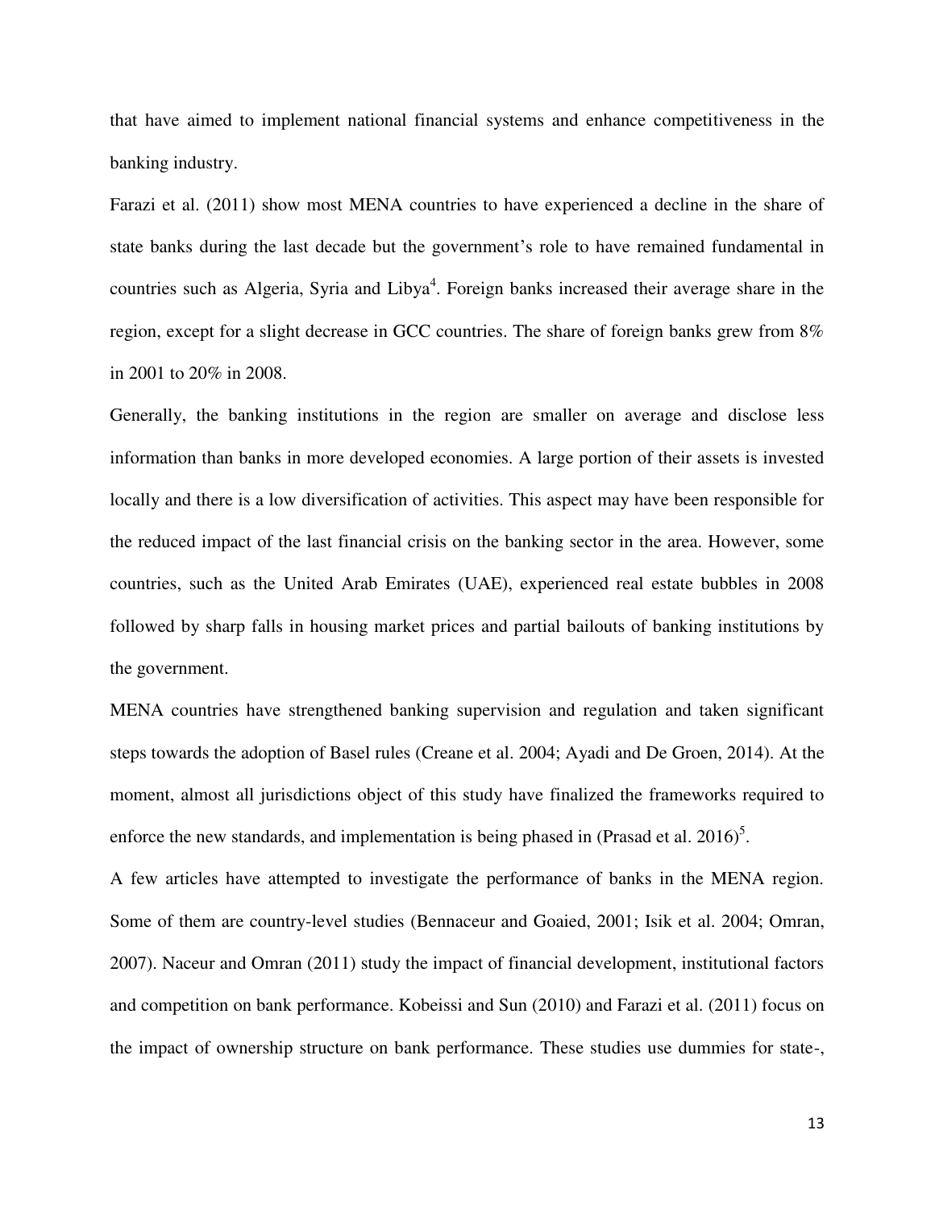that have aimed to implement national financial systems and enhance competitiveness in the banking industry.

Farazi et al. (2011) show most MENA countries to have experienced a decline in the share of state banks during the last decade but the government's role to have remained fundamental in countries such as Algeria, Syria and Libya[4]. Foreign banks increased their average share in the region, except for a slight decrease in GCC countries. The share of foreign banks grew from 8% in 2001 to 20% in 2008.

Generally, the banking institutions in the region are smaller on average and disclose less information than banks in more developed economies. A large portion of their assets is invested locally and there is a low diversification of activities. This aspect may have been responsible for the reduced impact of the last financial crisis on the banking sector in the area. However, some countries, such as the United Arab Emirates (UAE), experienced real estate bubbles in 2008 followed by sharp falls in housing market prices and partial bailouts of banking institutions by the government.

MENA countries have strengthened banking supervision and regulation and taken significant steps towards the adoption of Basel rules (Creane et al. 2004; Ayadi and De Groen, 2014). At the moment, almost all jurisdictions object of this study have finalized the frameworks required to enforce the new standards, and implementation is being phased in (Prasad et al. 2016)[5].

A few articles have attempted to investigate the performance of banks in the MENA region. Some of them are country-level studies (Bennaceur and Goaied, 2001; Isik et al. 2004; Omran, 2007). Naceur and Omran (2011) study the impact of financial development, institutional factors and competition on bank performance. Kobeissi and Sun (2010) and Farazi et al. (2011) focus on the impact of ownership structure on bank performance. These studies use dummies for state-,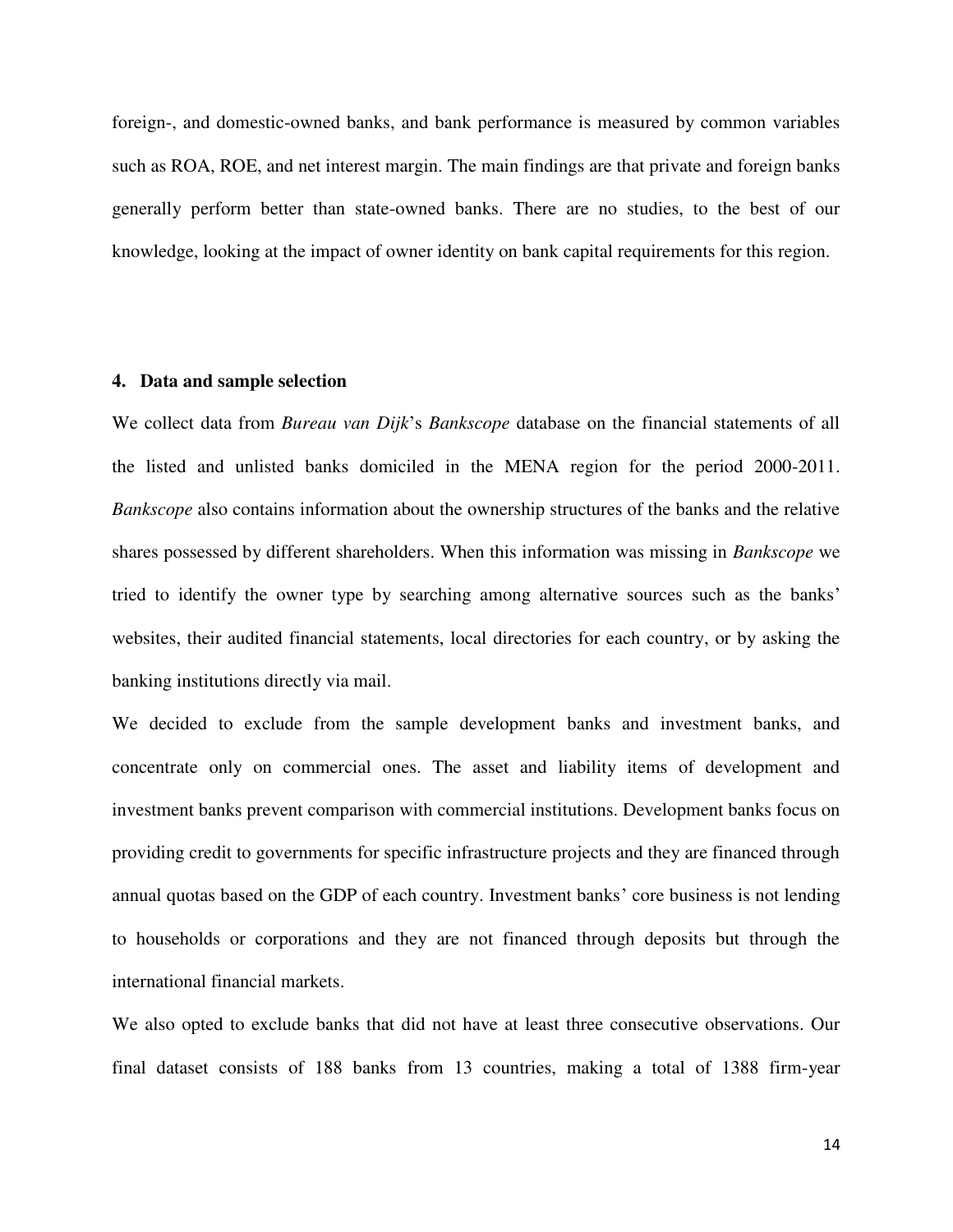foreign-, and domestic-owned banks, and bank performance is measured by common variables such as ROA, ROE, and net interest margin. The main findings are that private and foreign banks generally perform better than state-owned banks. There are no studies, to the best of our knowledge, looking at the impact of owner identity on bank capital requirements for this region.

## 4. Data and sample selection

We collect data from *Bureau van Dijk*'s *Bankscope* database on the financial statements of all the listed and unlisted banks domiciled in the MENA region for the period 2000-2011. *Bankscope* also contains information about the ownership structures of the banks and the relative shares possessed by different shareholders. When this information was missing in *Bankscope* we tried to identify the owner type by searching among alternative sources such as the banks' websites, their audited financial statements, local directories for each country, or by asking the banking institutions directly via mail.

We decided to exclude from the sample development banks and investment banks, and concentrate only on commercial ones. The asset and liability items of development and investment banks prevent comparison with commercial institutions. Development banks focus on providing credit to governments for specific infrastructure projects and they are financed through annual quotas based on the GDP of each country. Investment banks' core business is not lending to households or corporations and they are not financed through deposits but through the international financial markets.

We also opted to exclude banks that did not have at least three consecutive observations. Our final dataset consists of 188 banks from 13 countries, making a total of 1388 firm-year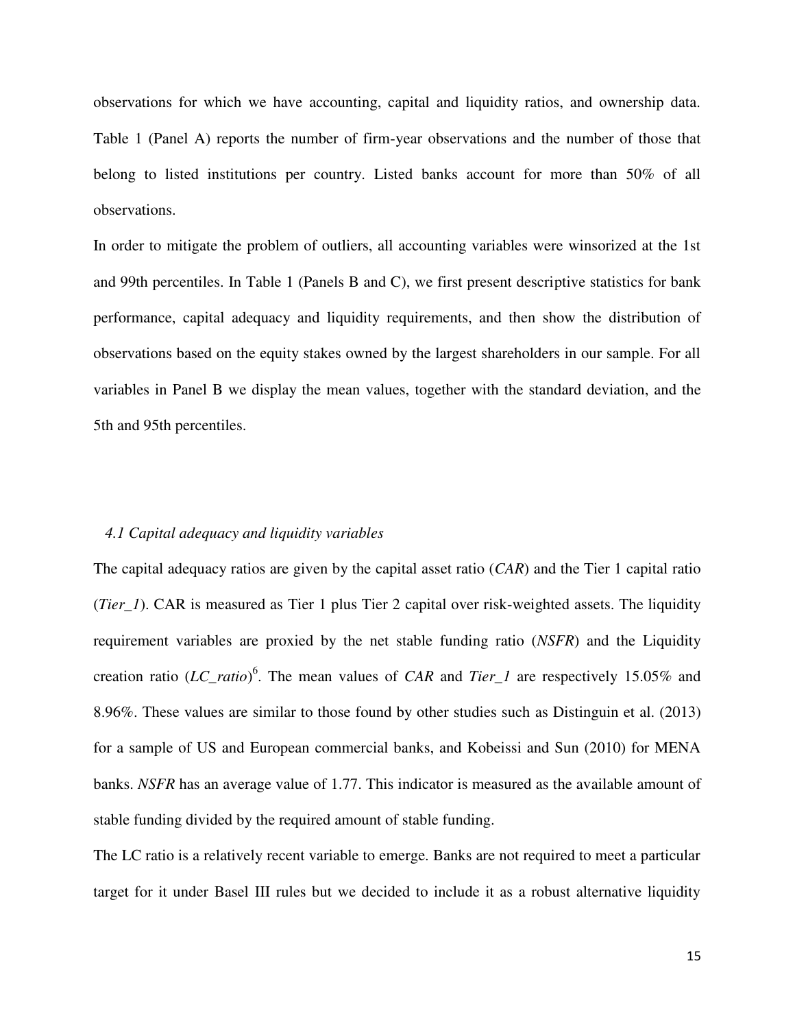observations for which we have accounting, capital and liquidity ratios, and ownership data. Table 1 (Panel A) reports the number of firm-year observations and the number of those that belong to listed institutions per country. Listed banks account for more than 50% of all observations.

In order to mitigate the problem of outliers, all accounting variables were winsorized at the 1st and 99th percentiles. In Table 1 (Panels B and C), we first present descriptive statistics for bank performance, capital adequacy and liquidity requirements, and then show the distribution of observations based on the equity stakes owned by the largest shareholders in our sample. For all variables in Panel B we display the mean values, together with the standard deviation, and the 5th and 95th percentiles.

### *4.1 Capital adequacy and liquidity variables*

The capital adequacy ratios are given by the capital asset ratio (*CAR*) and the Tier 1 capital ratio (*Tier_1*). CAR is measured as Tier 1 plus Tier 2 capital over risk-weighted assets. The liquidity requirement variables are proxied by the net stable funding ratio (*NSFR*) and the Liquidity creation ratio (*LC_ratio*)[6]. The mean values of *CAR* and *Tier_1* are respectively 15.05% and 8.96%. These values are similar to those found by other studies such as Distinguin et al. (2013) for a sample of US and European commercial banks, and Kobeissi and Sun (2010) for MENA banks. *NSFR* has an average value of 1.77. This indicator is measured as the available amount of stable funding divided by the required amount of stable funding.

The LC ratio is a relatively recent variable to emerge. Banks are not required to meet a particular target for it under Basel III rules but we decided to include it as a robust alternative liquidity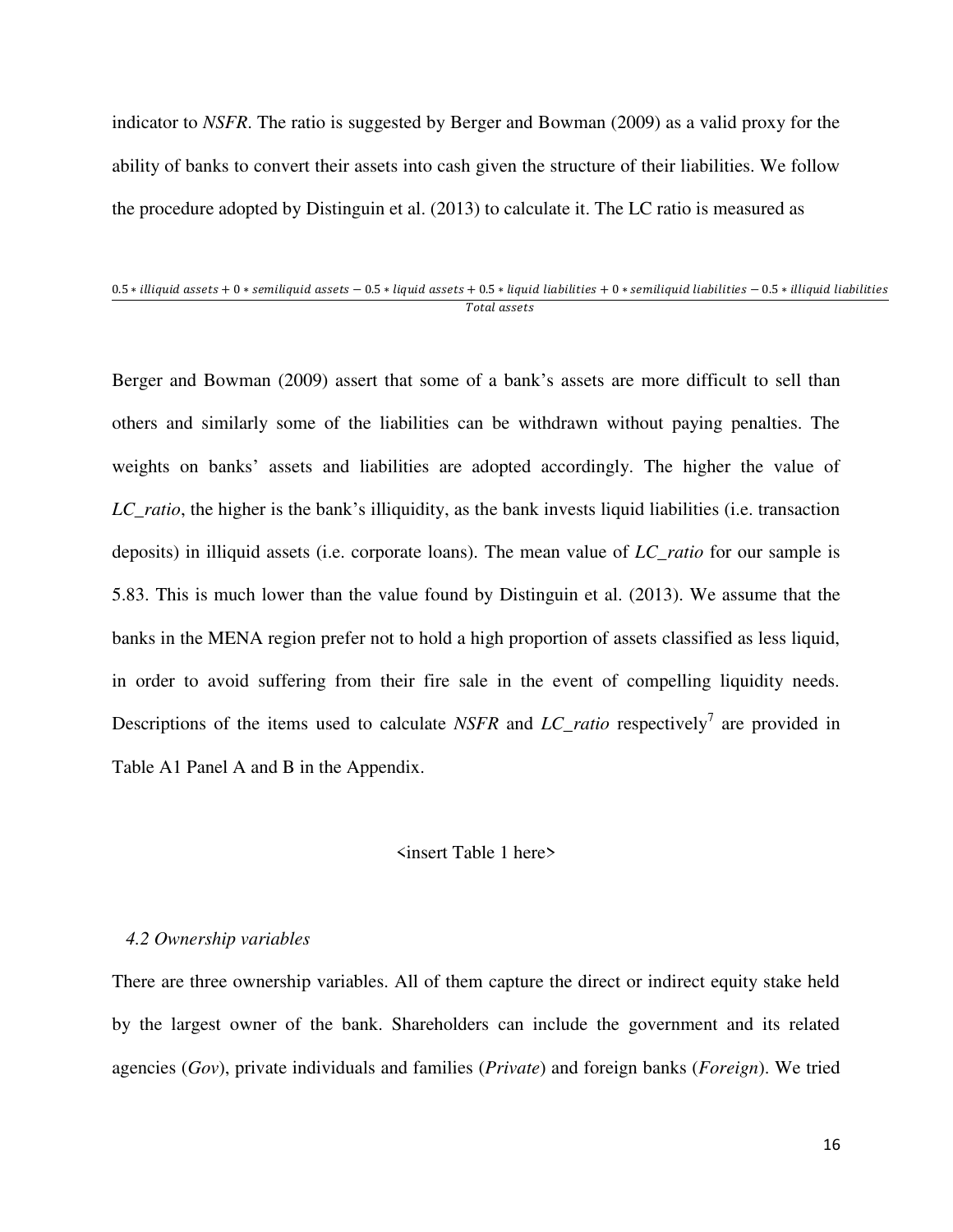indicator to *NSFR*. The ratio is suggested by Berger and Bowman (2009) as a valid proxy for the ability of banks to convert their assets into cash given the structure of their liabilities. We follow the procedure adopted by Distinguin et al. (2013) to calculate it. The LC ratio is measured as

$$\frac{0.5 * illiquid\ assets + 0 * semiliquid\ assets - 0.5 * liquid\ assets + 0.5 * liquid\ liabilities + 0 * semiliquid\ liabilities - 0.5 * illiquid\ liabilities}{Total\ assets}$$

Berger and Bowman (2009) assert that some of a bank's assets are more difficult to sell than others and similarly some of the liabilities can be withdrawn without paying penalties. The weights on banks' assets and liabilities are adopted accordingly. The higher the value of *LC_ratio*, the higher is the bank's illiquidity, as the bank invests liquid liabilities (i.e. transaction deposits) in illiquid assets (i.e. corporate loans). The mean value of *LC_ratio* for our sample is 5.83. This is much lower than the value found by Distinguin et al. (2013). We assume that the banks in the MENA region prefer not to hold a high proportion of assets classified as less liquid, in order to avoid suffering from their fire sale in the event of compelling liquidity needs. Descriptions of the items used to calculate *NSFR* and *LC_ratio* respectively[7] are provided in Table A1 Panel A and B in the Appendix.

<insert Table 1 here>

*4.2 Ownership variables*

There are three ownership variables. All of them capture the direct or indirect equity stake held by the largest owner of the bank. Shareholders can include the government and its related agencies (*Gov*), private individuals and families (*Private*) and foreign banks (*Foreign*). We tried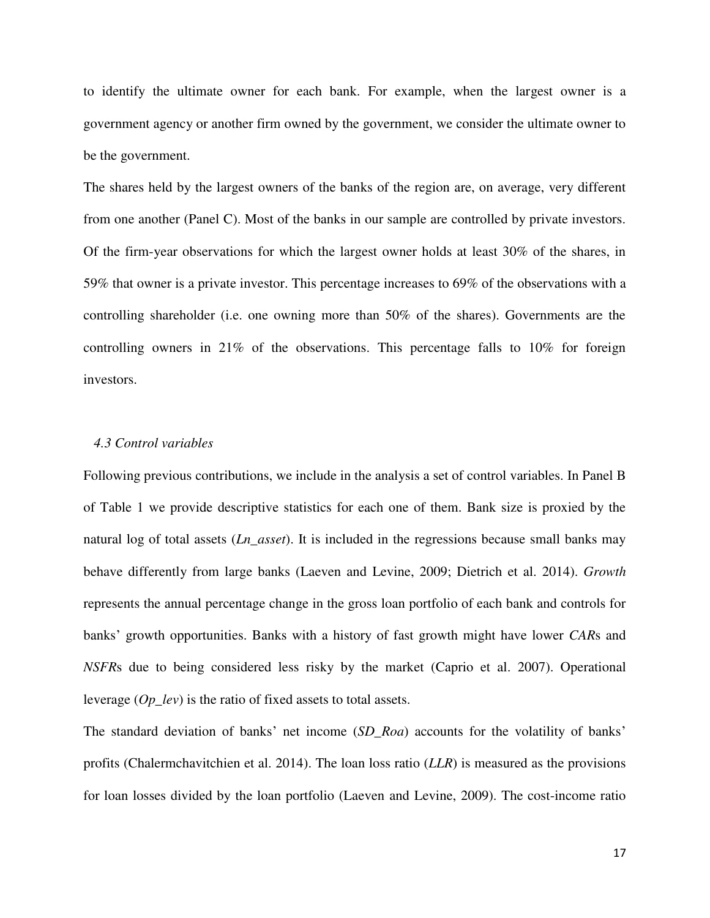to identify the ultimate owner for each bank. For example, when the largest owner is a government agency or another firm owned by the government, we consider the ultimate owner to be the government.

The shares held by the largest owners of the banks of the region are, on average, very different from one another (Panel C). Most of the banks in our sample are controlled by private investors. Of the firm-year observations for which the largest owner holds at least 30% of the shares, in 59% that owner is a private investor. This percentage increases to 69% of the observations with a controlling shareholder (i.e. one owning more than 50% of the shares). Governments are the controlling owners in 21% of the observations. This percentage falls to 10% for foreign investors.

### *4.3 Control variables*

Following previous contributions, we include in the analysis a set of control variables. In Panel B of Table 1 we provide descriptive statistics for each one of them. Bank size is proxied by the natural log of total assets (*Ln_asset*). It is included in the regressions because small banks may behave differently from large banks (Laeven and Levine, 2009; Dietrich et al. 2014). *Growth* represents the annual percentage change in the gross loan portfolio of each bank and controls for banks' growth opportunities. Banks with a history of fast growth might have lower *CAR*s and *NSFR*s due to being considered less risky by the market (Caprio et al. 2007). Operational leverage (*Op_lev*) is the ratio of fixed assets to total assets.

The standard deviation of banks' net income (*SD_Roa*) accounts for the volatility of banks' profits (Chalermchavitchien et al. 2014). The loan loss ratio (*LLR*) is measured as the provisions for loan losses divided by the loan portfolio (Laeven and Levine, 2009). The cost-income ratio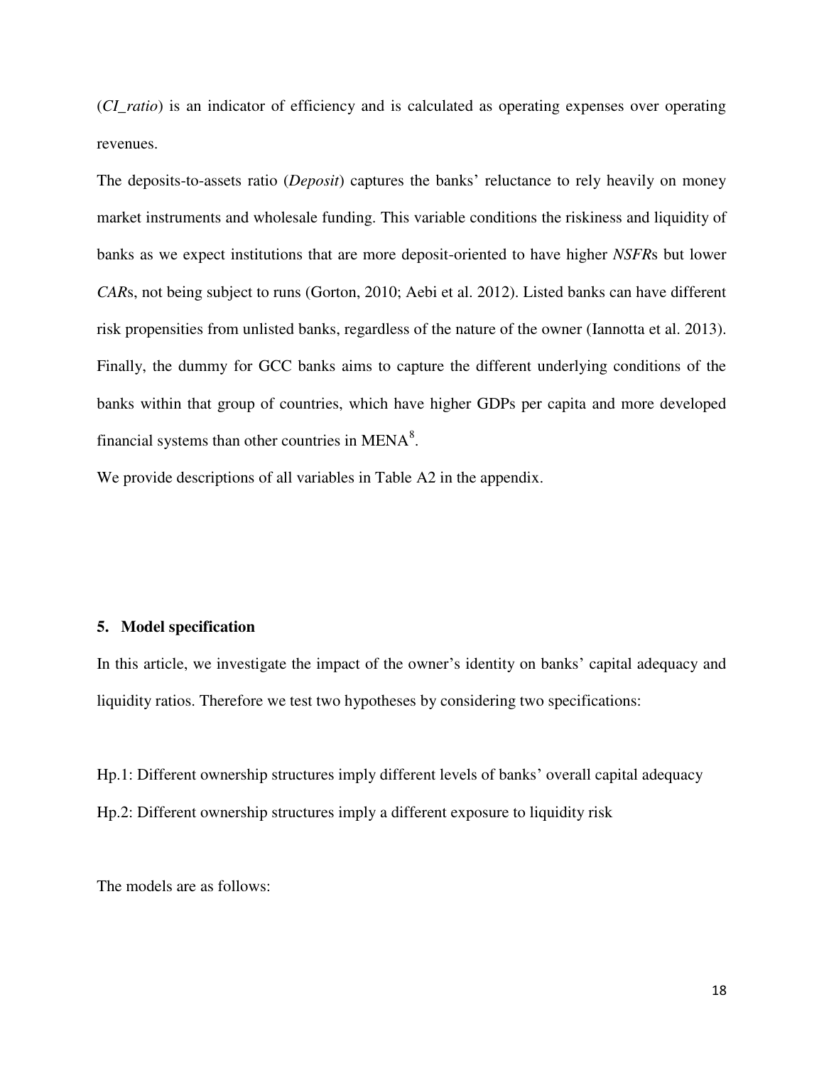(*CI_ratio*) is an indicator of efficiency and is calculated as operating expenses over operating revenues.

The deposits-to-assets ratio (*Deposit*) captures the banks' reluctance to rely heavily on money market instruments and wholesale funding. This variable conditions the riskiness and liquidity of banks as we expect institutions that are more deposit-oriented to have higher *NSFR*s but lower *CAR*s, not being subject to runs (Gorton, 2010; Aebi et al. 2012). Listed banks can have different risk propensities from unlisted banks, regardless of the nature of the owner (Iannotta et al. 2013). Finally, the dummy for GCC banks aims to capture the different underlying conditions of the banks within that group of countries, which have higher GDPs per capita and more developed financial systems than other countries in MENA[8].

We provide descriptions of all variables in Table A2 in the appendix.

## 5. Model specification

In this article, we investigate the impact of the owner's identity on banks' capital adequacy and liquidity ratios. Therefore we test two hypotheses by considering two specifications:

Hp.1: Different ownership structures imply different levels of banks' overall capital adequacy

Hp.2: Different ownership structures imply a different exposure to liquidity risk

The models are as follows: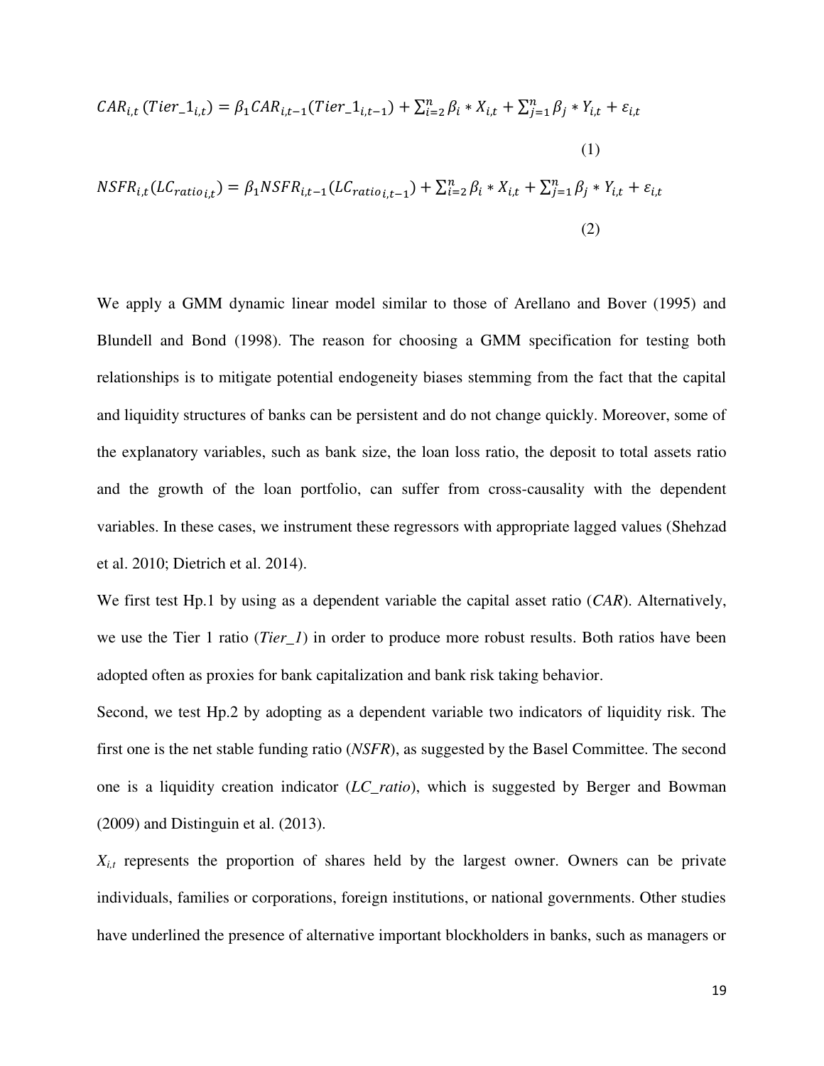$$CAR_{i,t}\,(Tier\_1_{i,t}) = \beta_1 CAR_{i,t-1}(Tier\_1_{i,t-1}) + \sum_{i=2}^{n} \beta_i * X_{i,t} + \sum_{j=1}^{n} \beta_j * Y_{i,t} + \varepsilon_{i,t} \quad (1)$$

$$NSFR_{i,t}(LC_{ratio\,i,t}) = \beta_1 NSFR_{i,t-1}(LC_{ratio\,i,t-1}) + \sum_{i=2}^{n} \beta_i * X_{i,t} + \sum_{j=1}^{n} \beta_j * Y_{i,t} + \varepsilon_{i,t} \quad (2)$$

We apply a GMM dynamic linear model similar to those of Arellano and Bover (1995) and Blundell and Bond (1998). The reason for choosing a GMM specification for testing both relationships is to mitigate potential endogeneity biases stemming from the fact that the capital and liquidity structures of banks can be persistent and do not change quickly. Moreover, some of the explanatory variables, such as bank size, the loan loss ratio, the deposit to total assets ratio and the growth of the loan portfolio, can suffer from cross-causality with the dependent variables. In these cases, we instrument these regressors with appropriate lagged values (Shehzad et al. 2010; Dietrich et al. 2014).

We first test Hp.1 by using as a dependent variable the capital asset ratio (*CAR*). Alternatively, we use the Tier 1 ratio (*Tier_1*) in order to produce more robust results. Both ratios have been adopted often as proxies for bank capitalization and bank risk taking behavior.

Second, we test Hp.2 by adopting as a dependent variable two indicators of liquidity risk. The first one is the net stable funding ratio (*NSFR*), as suggested by the Basel Committee. The second one is a liquidity creation indicator (*LC_ratio*), which is suggested by Berger and Bowman (2009) and Distinguin et al. (2013).

$X_{i,t}$ represents the proportion of shares held by the largest owner. Owners can be private individuals, families or corporations, foreign institutions, or national governments. Other studies have underlined the presence of alternative important blockholders in banks, such as managers or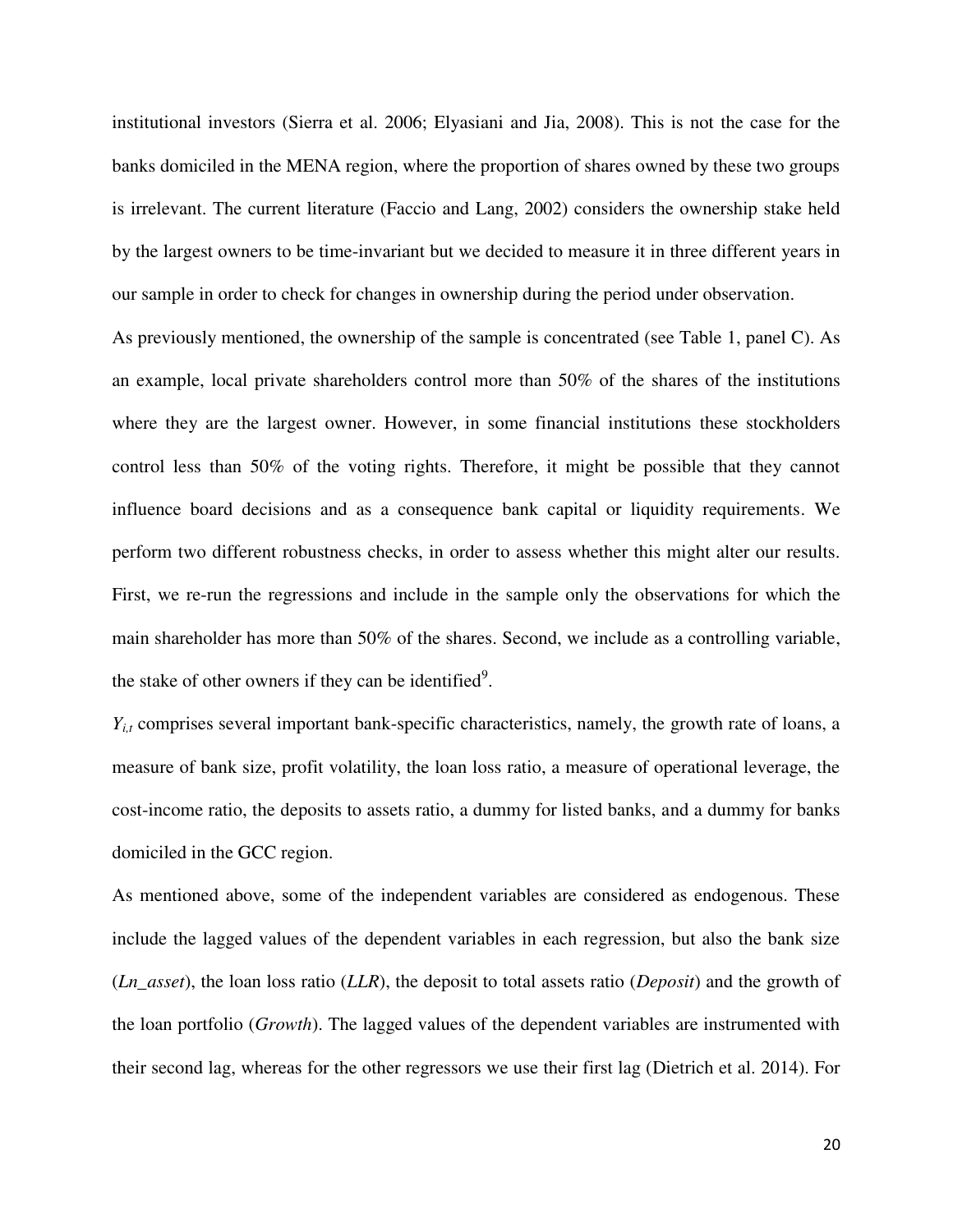institutional investors (Sierra et al. 2006; Elyasiani and Jia, 2008). This is not the case for the banks domiciled in the MENA region, where the proportion of shares owned by these two groups is irrelevant. The current literature (Faccio and Lang, 2002) considers the ownership stake held by the largest owners to be time-invariant but we decided to measure it in three different years in our sample in order to check for changes in ownership during the period under observation.

As previously mentioned, the ownership of the sample is concentrated (see Table 1, panel C). As an example, local private shareholders control more than 50% of the shares of the institutions where they are the largest owner. However, in some financial institutions these stockholders control less than 50% of the voting rights. Therefore, it might be possible that they cannot influence board decisions and as a consequence bank capital or liquidity requirements. We perform two different robustness checks, in order to assess whether this might alter our results. First, we re-run the regressions and include in the sample only the observations for which the main shareholder has more than 50% of the shares. Second, we include as a controlling variable, the stake of other owners if they can be identified[9].

$Y_{i,t}$ comprises several important bank-specific characteristics, namely, the growth rate of loans, a measure of bank size, profit volatility, the loan loss ratio, a measure of operational leverage, the cost-income ratio, the deposits to assets ratio, a dummy for listed banks, and a dummy for banks domiciled in the GCC region.

As mentioned above, some of the independent variables are considered as endogenous. These include the lagged values of the dependent variables in each regression, but also the bank size (*Ln_asset*), the loan loss ratio (*LLR*), the deposit to total assets ratio (*Deposit*) and the growth of the loan portfolio (*Growth*). The lagged values of the dependent variables are instrumented with their second lag, whereas for the other regressors we use their first lag (Dietrich et al. 2014). For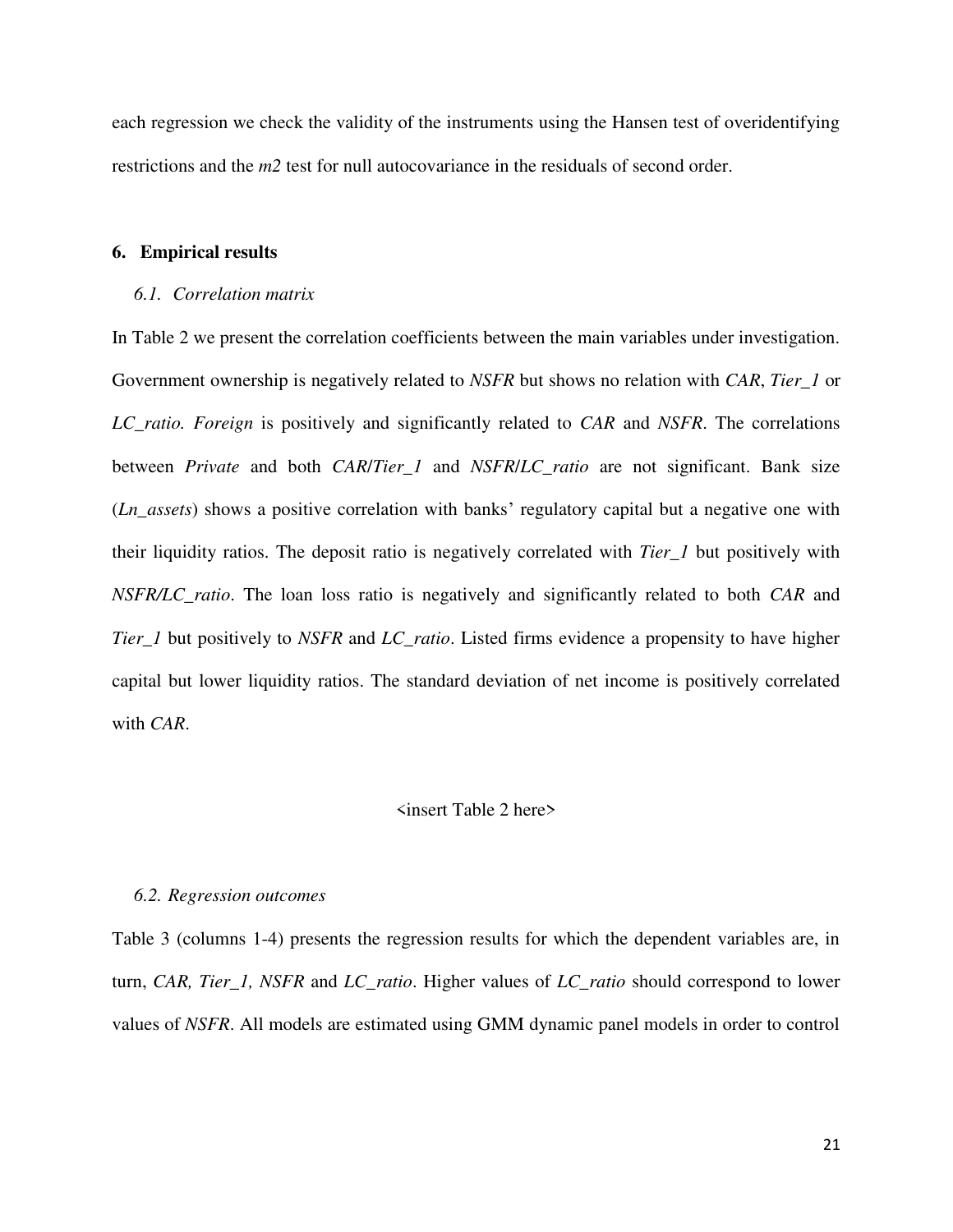each regression we check the validity of the instruments using the Hansen test of overidentifying restrictions and the *m2* test for null autocovariance in the residuals of second order.

## 6. Empirical results

### *6.1. Correlation matrix*

In Table 2 we present the correlation coefficients between the main variables under investigation. Government ownership is negatively related to *NSFR* but shows no relation with *CAR*, *Tier_1* or *LC_ratio. Foreign* is positively and significantly related to *CAR* and *NSFR*. The correlations between *Private* and both *CAR*/*Tier_1* and *NSFR*/*LC_ratio* are not significant. Bank size (*Ln_assets*) shows a positive correlation with banks' regulatory capital but a negative one with their liquidity ratios. The deposit ratio is negatively correlated with *Tier_1* but positively with *NSFR/LC_ratio*. The loan loss ratio is negatively and significantly related to both *CAR* and *Tier_1* but positively to *NSFR* and *LC_ratio*. Listed firms evidence a propensity to have higher capital but lower liquidity ratios. The standard deviation of net income is positively correlated with *CAR*.

<insert Table 2 here>

### *6.2. Regression outcomes*

Table 3 (columns 1-4) presents the regression results for which the dependent variables are, in turn, *CAR, Tier_1, NSFR* and *LC_ratio*. Higher values of *LC_ratio* should correspond to lower values of *NSFR*. All models are estimated using GMM dynamic panel models in order to control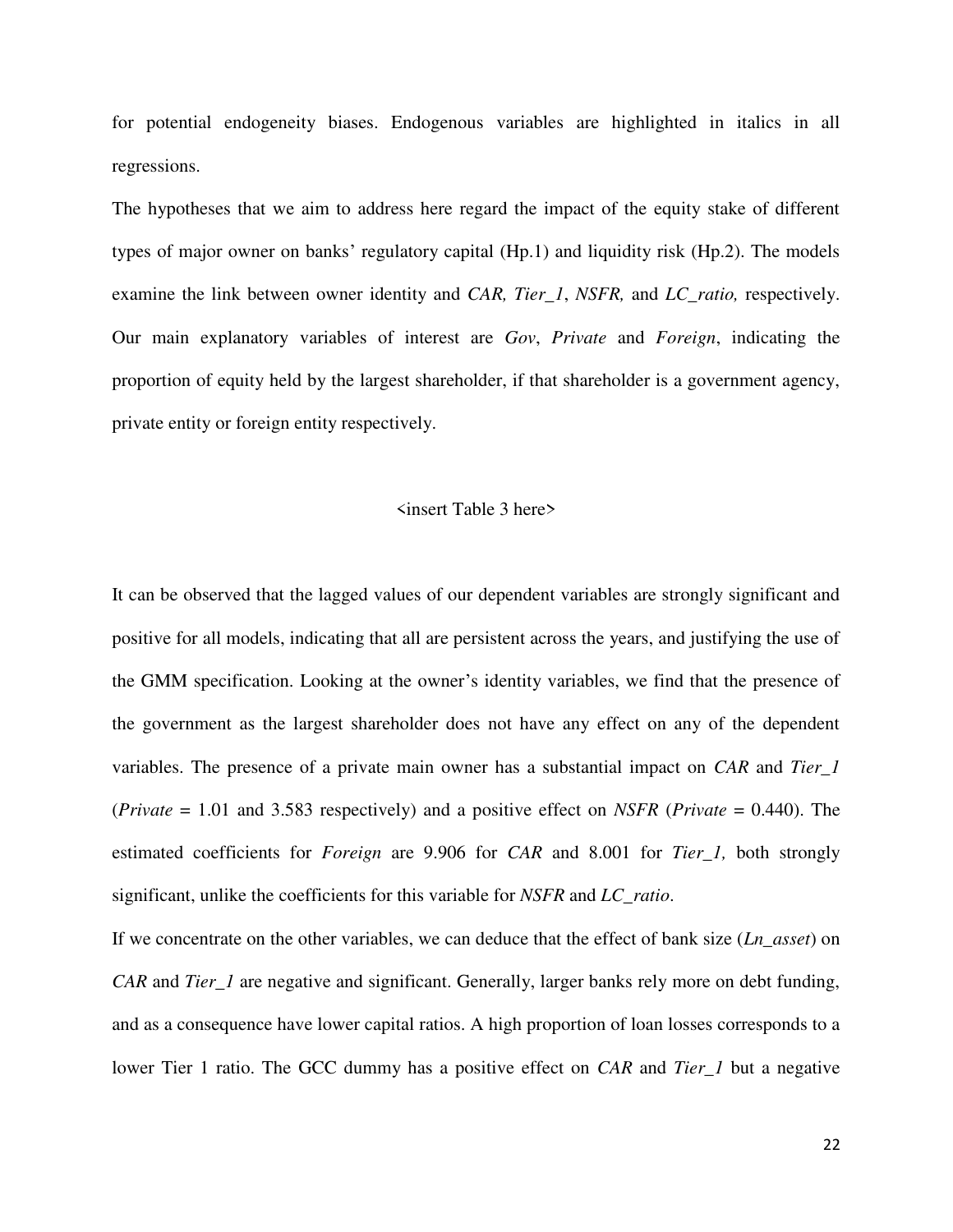for potential endogeneity biases. Endogenous variables are highlighted in italics in all regressions.

The hypotheses that we aim to address here regard the impact of the equity stake of different types of major owner on banks' regulatory capital (Hp.1) and liquidity risk (Hp.2). The models examine the link between owner identity and *CAR, Tier_1*, *NSFR,* and *LC_ratio,* respectively. Our main explanatory variables of interest are *Gov*, *Private* and *Foreign*, indicating the proportion of equity held by the largest shareholder, if that shareholder is a government agency, private entity or foreign entity respectively.

<insert Table 3 here>

It can be observed that the lagged values of our dependent variables are strongly significant and positive for all models, indicating that all are persistent across the years, and justifying the use of the GMM specification. Looking at the owner's identity variables, we find that the presence of the government as the largest shareholder does not have any effect on any of the dependent variables. The presence of a private main owner has a substantial impact on *CAR* and *Tier_1* (*Private* = 1.01 and 3.583 respectively) and a positive effect on *NSFR* (*Private* = 0.440). The estimated coefficients for *Foreign* are 9.906 for *CAR* and 8.001 for *Tier_1,* both strongly significant, unlike the coefficients for this variable for *NSFR* and *LC_ratio*.

If we concentrate on the other variables, we can deduce that the effect of bank size (*Ln_asset*) on *CAR* and *Tier_1* are negative and significant. Generally, larger banks rely more on debt funding, and as a consequence have lower capital ratios. A high proportion of loan losses corresponds to a lower Tier 1 ratio. The GCC dummy has a positive effect on *CAR* and *Tier_1* but a negative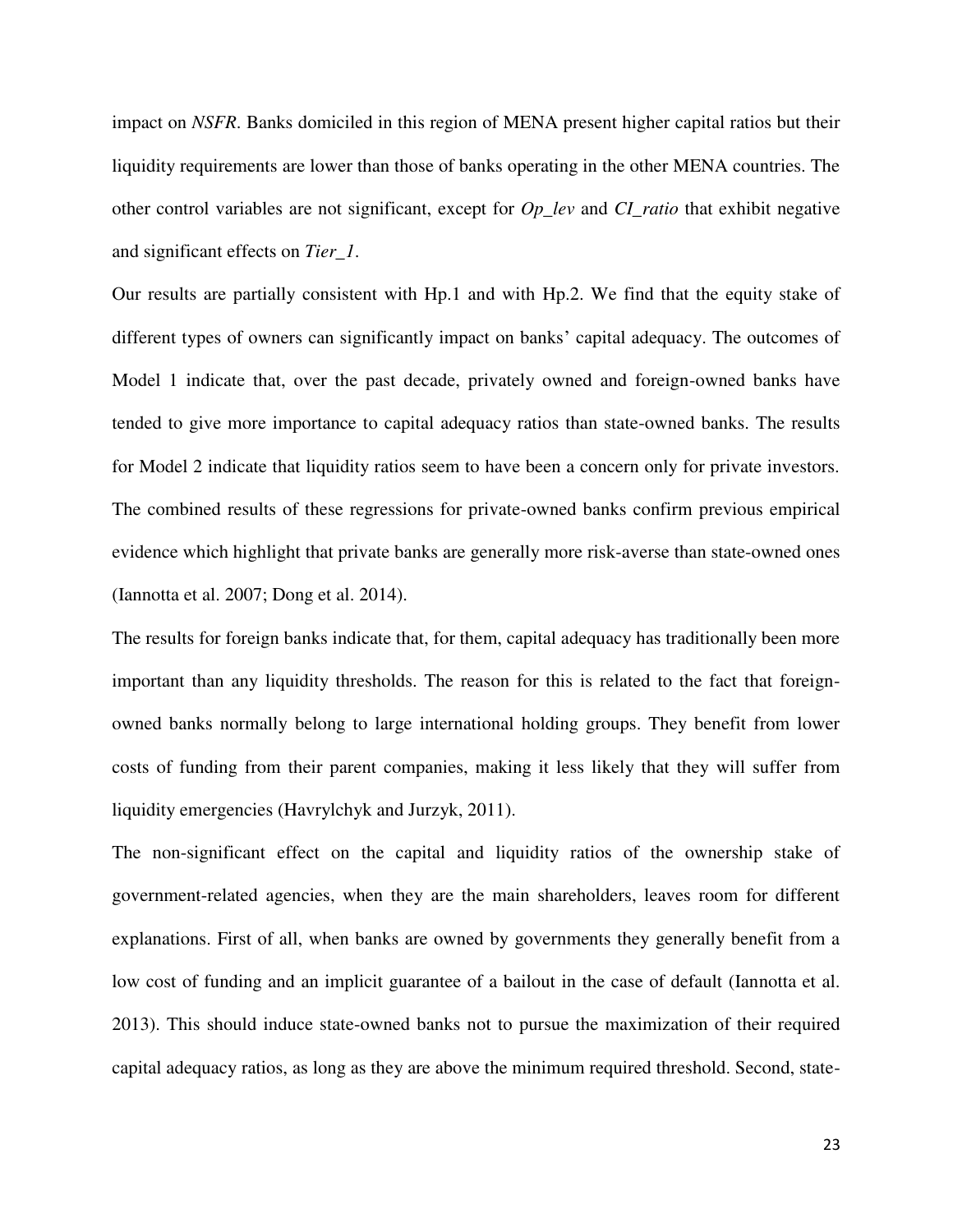impact on *NSFR*. Banks domiciled in this region of MENA present higher capital ratios but their liquidity requirements are lower than those of banks operating in the other MENA countries. The other control variables are not significant, except for *Op_lev* and *CI_ratio* that exhibit negative and significant effects on *Tier_1*.

Our results are partially consistent with Hp.1 and with Hp.2. We find that the equity stake of different types of owners can significantly impact on banks' capital adequacy. The outcomes of Model 1 indicate that, over the past decade, privately owned and foreign-owned banks have tended to give more importance to capital adequacy ratios than state-owned banks. The results for Model 2 indicate that liquidity ratios seem to have been a concern only for private investors. The combined results of these regressions for private-owned banks confirm previous empirical evidence which highlight that private banks are generally more risk-averse than state-owned ones (Iannotta et al. 2007; Dong et al. 2014).

The results for foreign banks indicate that, for them, capital adequacy has traditionally been more important than any liquidity thresholds. The reason for this is related to the fact that foreign-owned banks normally belong to large international holding groups. They benefit from lower costs of funding from their parent companies, making it less likely that they will suffer from liquidity emergencies (Havrylchyk and Jurzyk, 2011).

The non-significant effect on the capital and liquidity ratios of the ownership stake of government-related agencies, when they are the main shareholders, leaves room for different explanations. First of all, when banks are owned by governments they generally benefit from a low cost of funding and an implicit guarantee of a bailout in the case of default (Iannotta et al. 2013). This should induce state-owned banks not to pursue the maximization of their required capital adequacy ratios, as long as they are above the minimum required threshold. Second, state-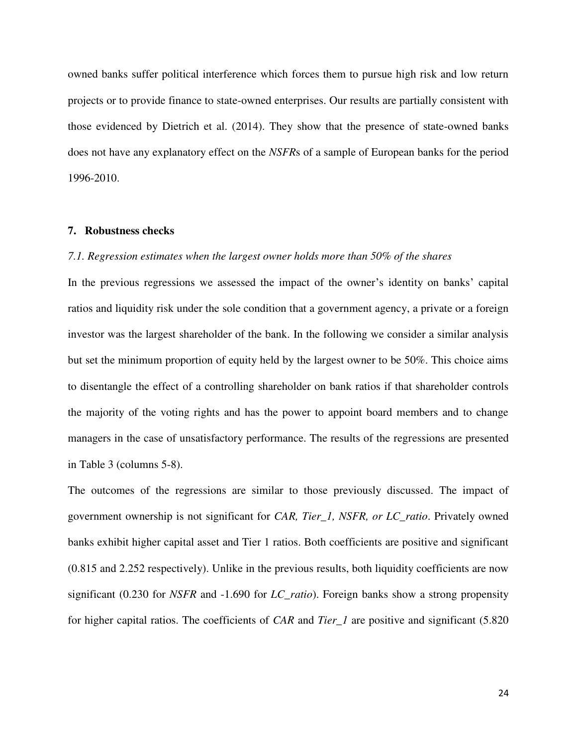owned banks suffer political interference which forces them to pursue high risk and low return projects or to provide finance to state-owned enterprises. Our results are partially consistent with those evidenced by Dietrich et al. (2014). They show that the presence of state-owned banks does not have any explanatory effect on the *NSFR*s of a sample of European banks for the period 1996-2010.

## 7. Robustness checks

### *7.1. Regression estimates when the largest owner holds more than 50% of the shares*

In the previous regressions we assessed the impact of the owner's identity on banks' capital ratios and liquidity risk under the sole condition that a government agency, a private or a foreign investor was the largest shareholder of the bank. In the following we consider a similar analysis but set the minimum proportion of equity held by the largest owner to be 50%. This choice aims to disentangle the effect of a controlling shareholder on bank ratios if that shareholder controls the majority of the voting rights and has the power to appoint board members and to change managers in the case of unsatisfactory performance. The results of the regressions are presented in Table 3 (columns 5-8).

The outcomes of the regressions are similar to those previously discussed. The impact of government ownership is not significant for *CAR, Tier_1, NSFR, or LC_ratio*. Privately owned banks exhibit higher capital asset and Tier 1 ratios. Both coefficients are positive and significant (0.815 and 2.252 respectively). Unlike in the previous results, both liquidity coefficients are now significant (0.230 for *NSFR* and -1.690 for *LC_ratio*). Foreign banks show a strong propensity for higher capital ratios. The coefficients of *CAR* and *Tier_1* are positive and significant (5.820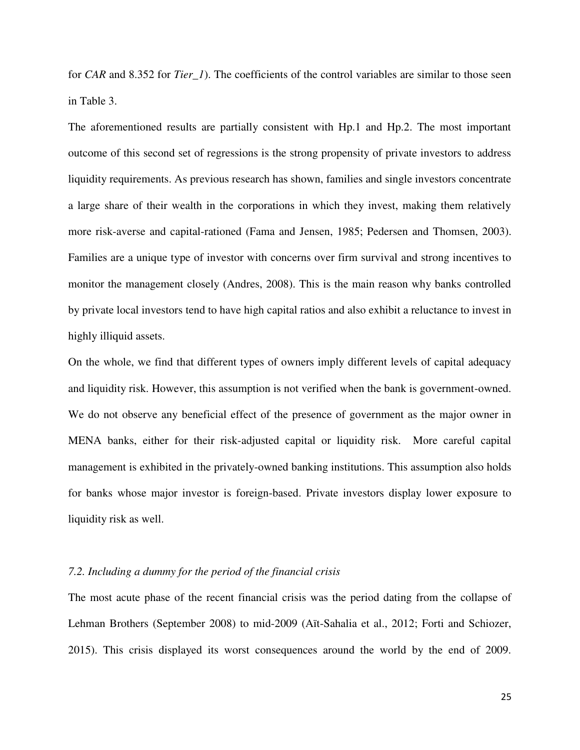for *CAR* and 8.352 for *Tier_1*). The coefficients of the control variables are similar to those seen in Table 3.

The aforementioned results are partially consistent with Hp.1 and Hp.2. The most important outcome of this second set of regressions is the strong propensity of private investors to address liquidity requirements. As previous research has shown, families and single investors concentrate a large share of their wealth in the corporations in which they invest, making them relatively more risk-averse and capital-rationed (Fama and Jensen, 1985; Pedersen and Thomsen, 2003). Families are a unique type of investor with concerns over firm survival and strong incentives to monitor the management closely (Andres, 2008). This is the main reason why banks controlled by private local investors tend to have high capital ratios and also exhibit a reluctance to invest in highly illiquid assets.

On the whole, we find that different types of owners imply different levels of capital adequacy and liquidity risk. However, this assumption is not verified when the bank is government-owned. We do not observe any beneficial effect of the presence of government as the major owner in MENA banks, either for their risk-adjusted capital or liquidity risk. More careful capital management is exhibited in the privately-owned banking institutions. This assumption also holds for banks whose major investor is foreign-based. Private investors display lower exposure to liquidity risk as well.

### *7.2. Including a dummy for the period of the financial crisis*

The most acute phase of the recent financial crisis was the period dating from the collapse of Lehman Brothers (September 2008) to mid-2009 (Aït-Sahalia et al., 2012; Forti and Schiozer, 2015). This crisis displayed its worst consequences around the world by the end of 2009.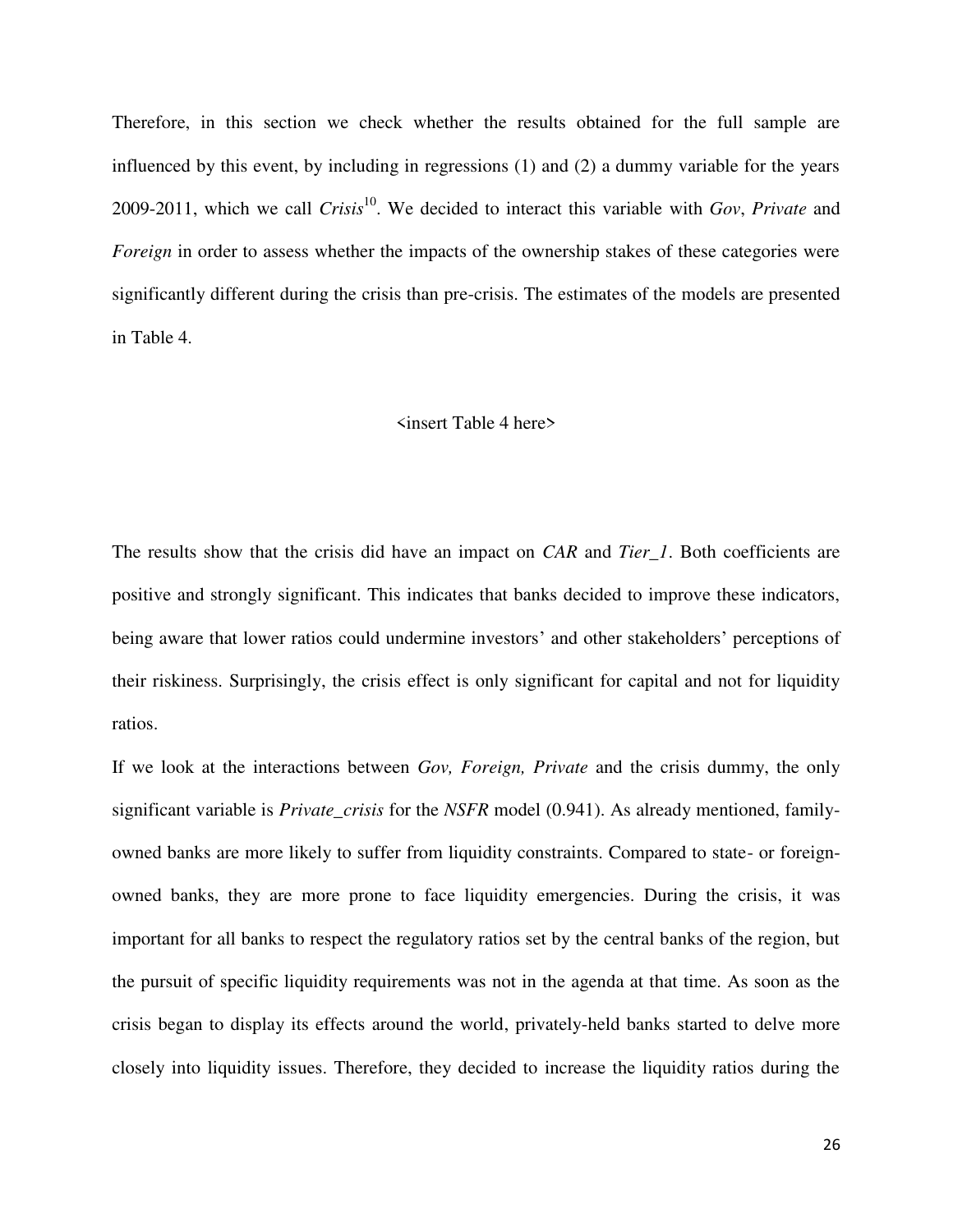Therefore, in this section we check whether the results obtained for the full sample are influenced by this event, by including in regressions (1) and (2) a dummy variable for the years 2009-2011, which we call *Crisis*[10]. We decided to interact this variable with *Gov*, *Private* and *Foreign* in order to assess whether the impacts of the ownership stakes of these categories were significantly different during the crisis than pre-crisis. The estimates of the models are presented in Table 4.

<insert Table 4 here>

The results show that the crisis did have an impact on *CAR* and *Tier_1*. Both coefficients are positive and strongly significant. This indicates that banks decided to improve these indicators, being aware that lower ratios could undermine investors' and other stakeholders' perceptions of their riskiness. Surprisingly, the crisis effect is only significant for capital and not for liquidity ratios.

If we look at the interactions between *Gov, Foreign, Private* and the crisis dummy, the only significant variable is *Private_crisis* for the *NSFR* model (0.941). As already mentioned, family-owned banks are more likely to suffer from liquidity constraints. Compared to state- or foreign-owned banks, they are more prone to face liquidity emergencies. During the crisis, it was important for all banks to respect the regulatory ratios set by the central banks of the region, but the pursuit of specific liquidity requirements was not in the agenda at that time. As soon as the crisis began to display its effects around the world, privately-held banks started to delve more closely into liquidity issues. Therefore, they decided to increase the liquidity ratios during the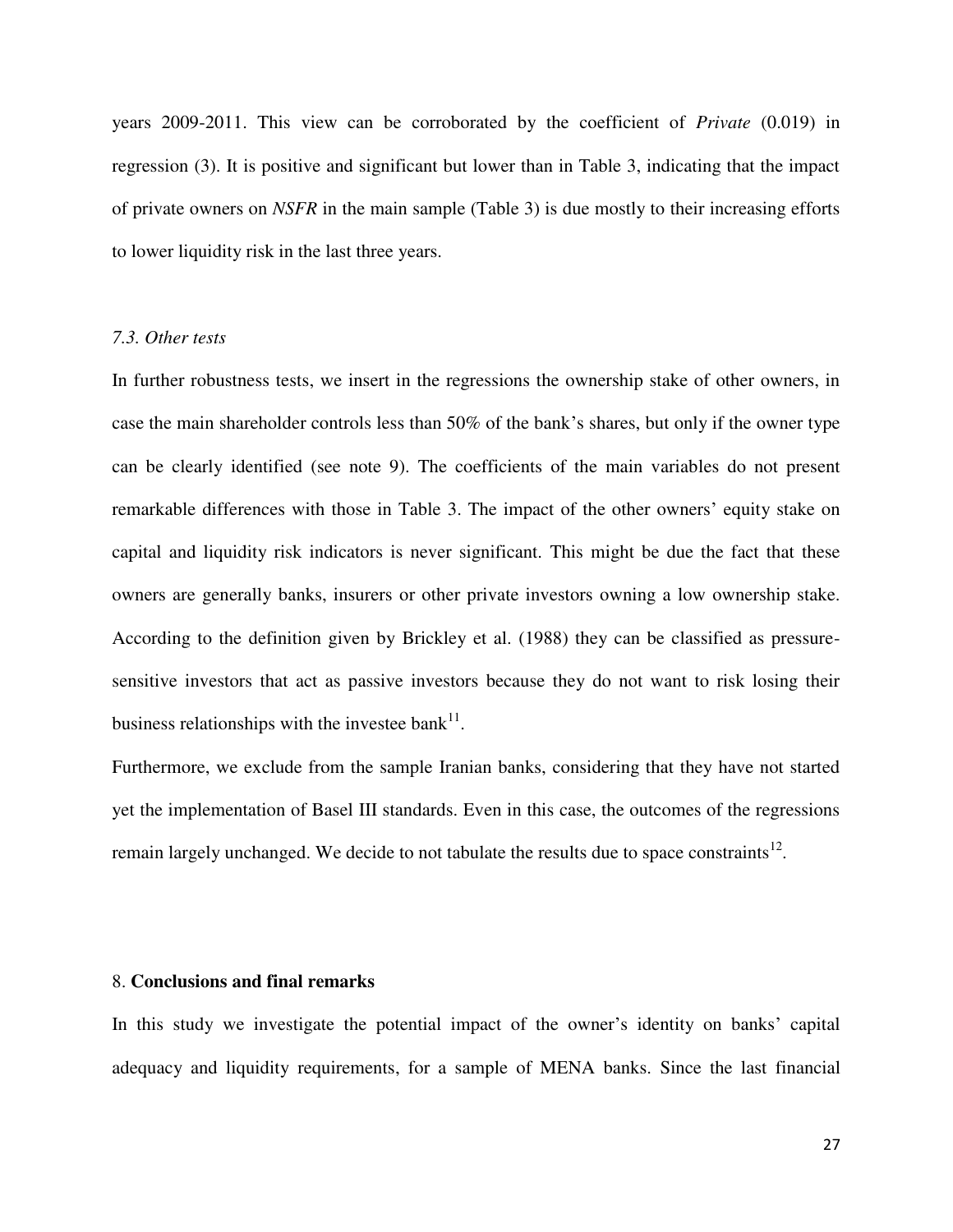years 2009-2011. This view can be corroborated by the coefficient of *Private* (0.019) in regression (3). It is positive and significant but lower than in Table 3, indicating that the impact of private owners on *NSFR* in the main sample (Table 3) is due mostly to their increasing efforts to lower liquidity risk in the last three years.

### *7.3. Other tests*

In further robustness tests, we insert in the regressions the ownership stake of other owners, in case the main shareholder controls less than 50% of the bank's shares, but only if the owner type can be clearly identified (see note 9). The coefficients of the main variables do not present remarkable differences with those in Table 3. The impact of the other owners' equity stake on capital and liquidity risk indicators is never significant. This might be due the fact that these owners are generally banks, insurers or other private investors owning a low ownership stake. According to the definition given by Brickley et al. (1988) they can be classified as pressure-sensitive investors that act as passive investors because they do not want to risk losing their business relationships with the investee bank[11].

Furthermore, we exclude from the sample Iranian banks, considering that they have not started yet the implementation of Basel III standards. Even in this case, the outcomes of the regressions remain largely unchanged. We decide to not tabulate the results due to space constraints[12].

## 8. **Conclusions and final remarks**

In this study we investigate the potential impact of the owner's identity on banks' capital adequacy and liquidity requirements, for a sample of MENA banks. Since the last financial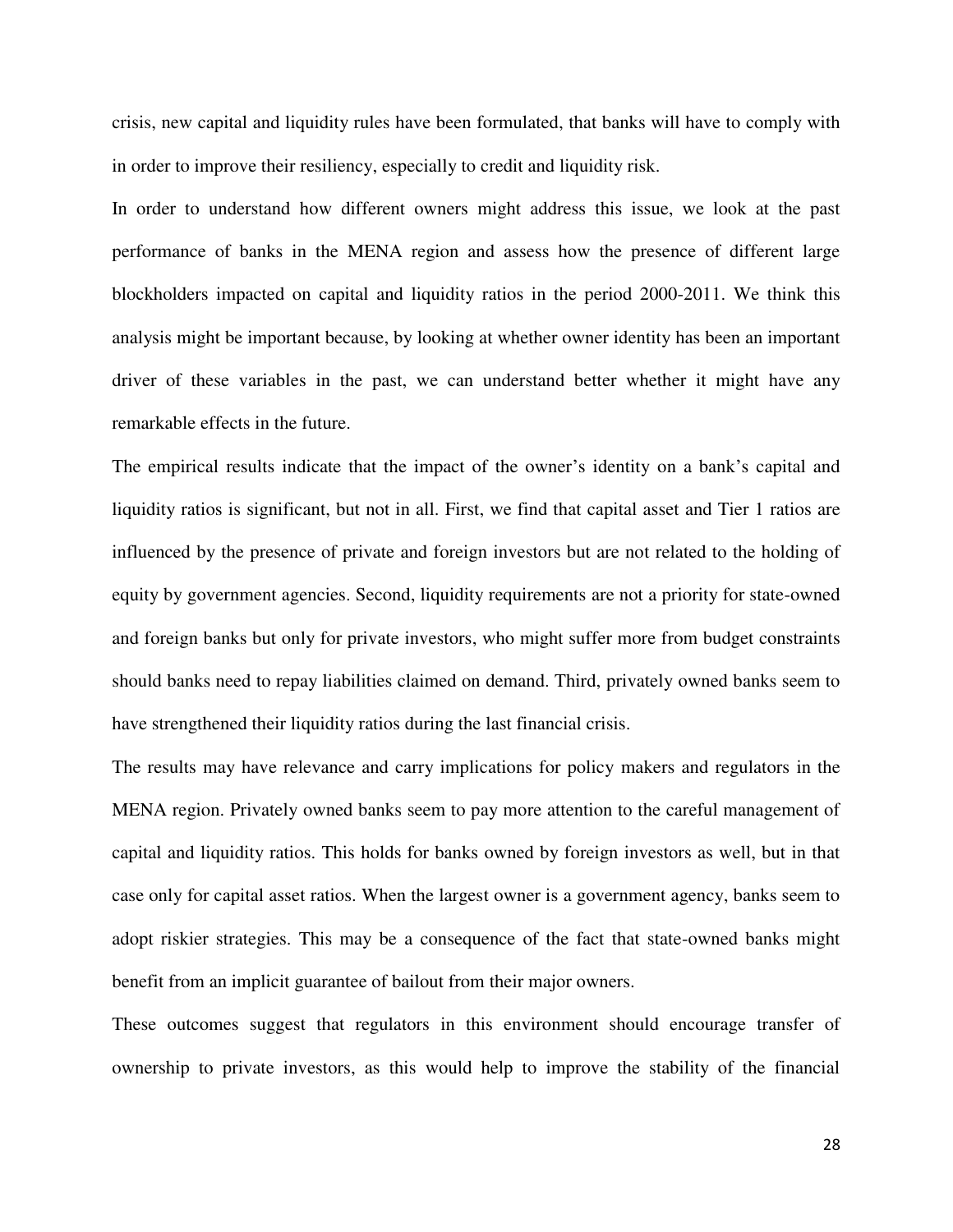crisis, new capital and liquidity rules have been formulated, that banks will have to comply with in order to improve their resiliency, especially to credit and liquidity risk.

In order to understand how different owners might address this issue, we look at the past performance of banks in the MENA region and assess how the presence of different large blockholders impacted on capital and liquidity ratios in the period 2000-2011. We think this analysis might be important because, by looking at whether owner identity has been an important driver of these variables in the past, we can understand better whether it might have any remarkable effects in the future.

The empirical results indicate that the impact of the owner's identity on a bank's capital and liquidity ratios is significant, but not in all. First, we find that capital asset and Tier 1 ratios are influenced by the presence of private and foreign investors but are not related to the holding of equity by government agencies. Second, liquidity requirements are not a priority for state-owned and foreign banks but only for private investors, who might suffer more from budget constraints should banks need to repay liabilities claimed on demand. Third, privately owned banks seem to have strengthened their liquidity ratios during the last financial crisis.

The results may have relevance and carry implications for policy makers and regulators in the MENA region. Privately owned banks seem to pay more attention to the careful management of capital and liquidity ratios. This holds for banks owned by foreign investors as well, but in that case only for capital asset ratios. When the largest owner is a government agency, banks seem to adopt riskier strategies. This may be a consequence of the fact that state-owned banks might benefit from an implicit guarantee of bailout from their major owners.

These outcomes suggest that regulators in this environment should encourage transfer of ownership to private investors, as this would help to improve the stability of the financial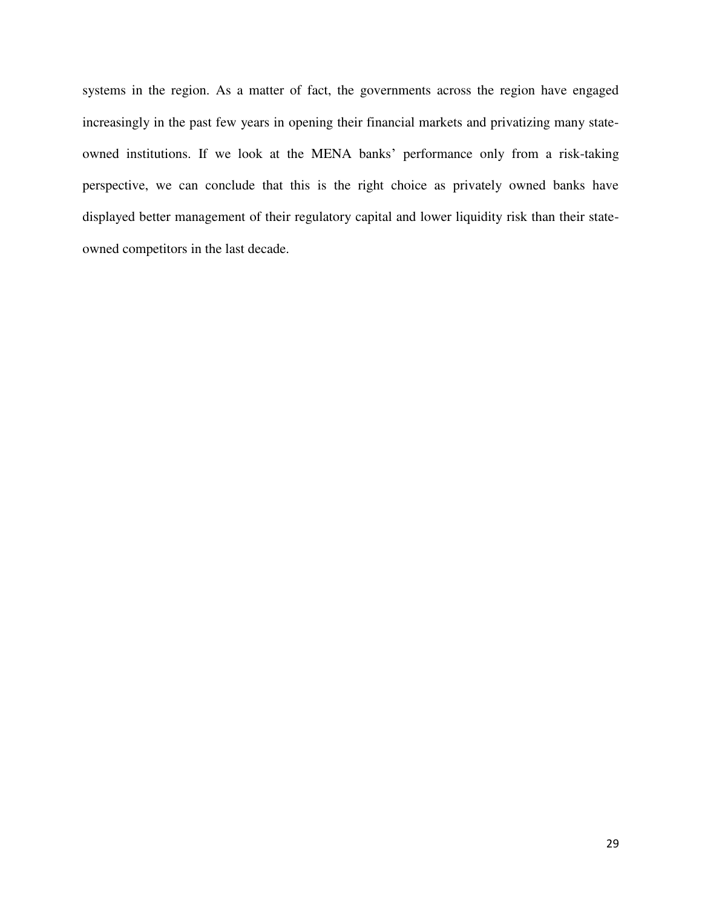systems in the region. As a matter of fact, the governments across the region have engaged increasingly in the past few years in opening their financial markets and privatizing many state-owned institutions. If we look at the MENA banks' performance only from a risk-taking perspective, we can conclude that this is the right choice as privately owned banks have displayed better management of their regulatory capital and lower liquidity risk than their state-owned competitors in the last decade.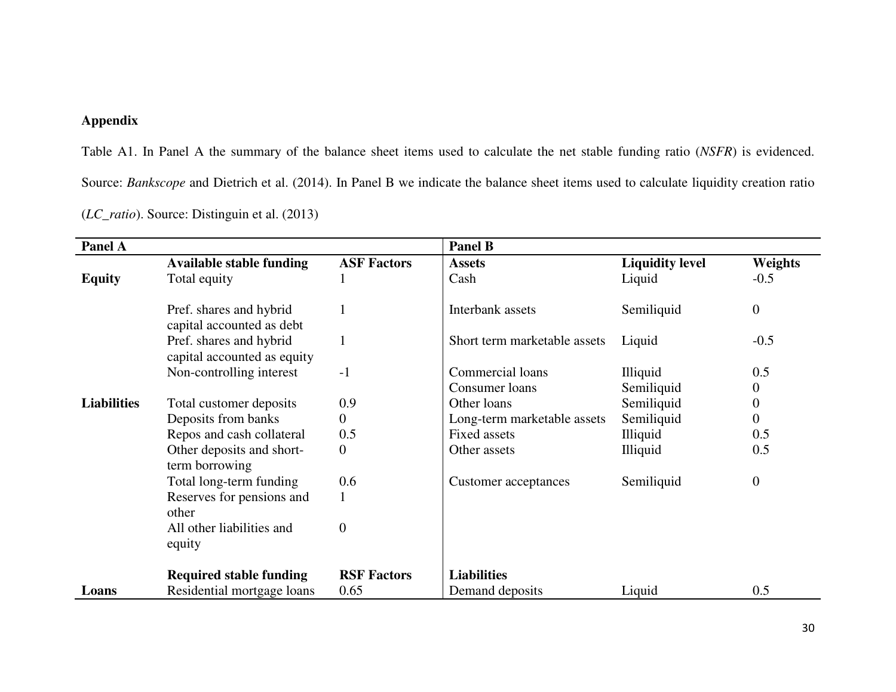**Appendix**

Table A1. In Panel A the summary of the balance sheet items used to calculate the net stable funding ratio (*NSFR*) is evidenced. Source: *Bankscope* and Dietrich et al. (2014). In Panel B we indicate the balance sheet items used to calculate liquidity creation ratio (*LC_ratio*). Source: Distinguin et al. (2013)

| Panel A | | | Panel B | | |
|---|---|---|---|---|---|
| | **Available stable funding** | **ASF Factors** | **Assets** | **Liquidity level** | **Weights** |
| **Equity** | Total equity | 1 | Cash | Liquid | -0.5 |
| | Pref. shares and hybrid capital accounted as debt | 1 | Interbank assets | Semiliquid | 0 |
| | Pref. shares and hybrid capital accounted as equity | 1 | Short term marketable assets | Liquid | -0.5 |
| | Non-controlling interest | -1 | Commercial loans | Illiquid | 0.5 |
| | | | Consumer loans | Semiliquid | 0 |
| **Liabilities** | Total customer deposits | 0.9 | Other loans | Semiliquid | 0 |
| | Deposits from banks | 0 | Long-term marketable assets | Semiliquid | 0 |
| | Repos and cash collateral | 0.5 | Fixed assets | Illiquid | 0.5 |
| | Other deposits and short-term borrowing | 0 | Other assets | Illiquid | 0.5 |
| | Total long-term funding | 0.6 | Customer acceptances | Semiliquid | 0 |
| | Reserves for pensions and other | 1 | | | |
| | All other liabilities and equity | 0 | | | |
| | **Required stable funding** | **RSF Factors** | **Liabilities** | | |
| **Loans** | Residential mortgage loans | 0.65 | Demand deposits | Liquid | 0.5 |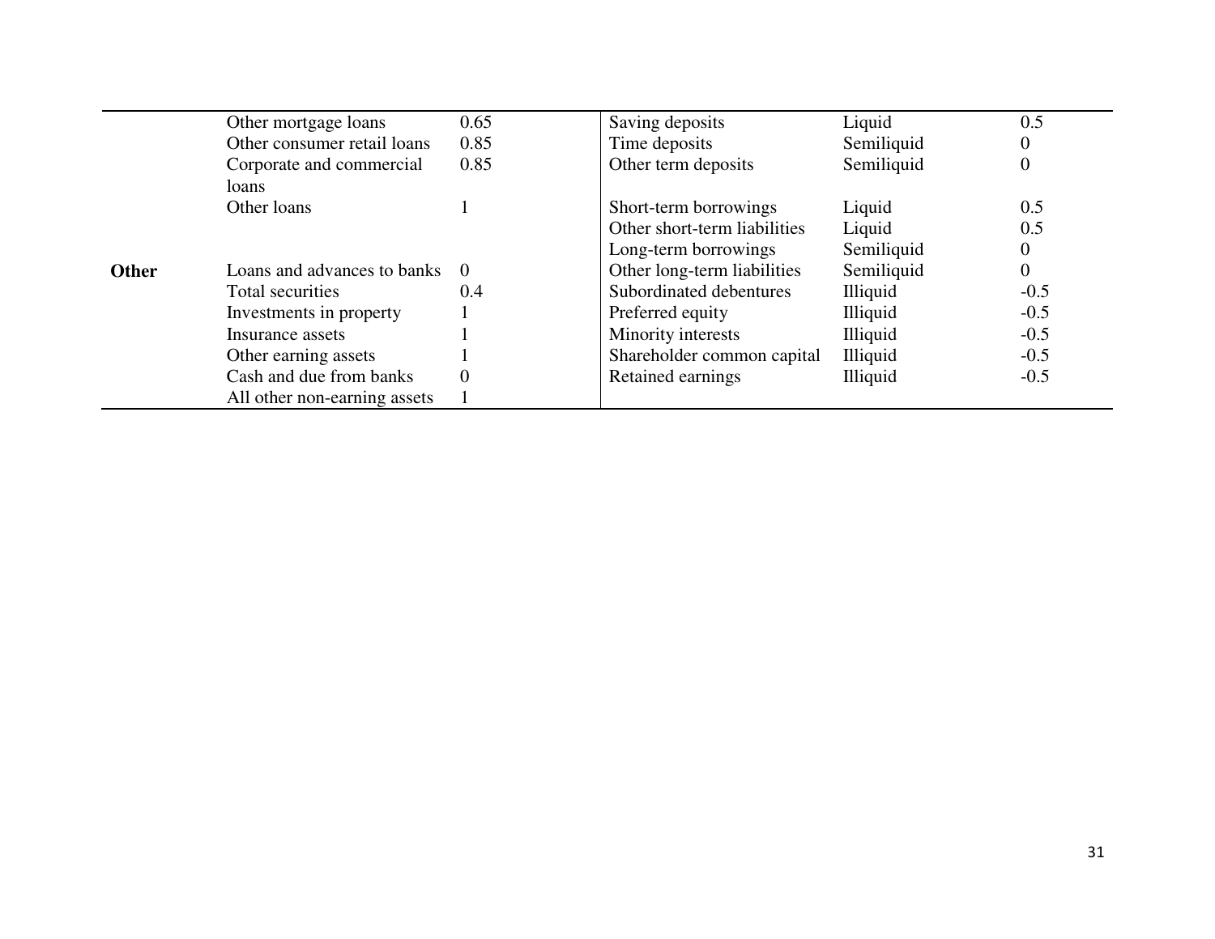| | | | | | |
|---|---|---|---|---|---|
| | Other mortgage loans | 0.65 | Saving deposits | Liquid | 0.5 |
| | Other consumer retail loans | 0.85 | Time deposits | Semiliquid | 0 |
| | Corporate and commercial loans | 0.85 | Other term deposits | Semiliquid | 0 |
| | Other loans | 1 | Short-term borrowings | Liquid | 0.5 |
| | | | Other short-term liabilities | Liquid | 0.5 |
| | | | Long-term borrowings | Semiliquid | 0 |
| **Other** | Loans and advances to banks | 0 | Other long-term liabilities | Semiliquid | 0 |
| | Total securities | 0.4 | Subordinated debentures | Illiquid | -0.5 |
| | Investments in property | 1 | Preferred equity | Illiquid | -0.5 |
| | Insurance assets | 1 | Minority interests | Illiquid | -0.5 |
| | Other earning assets | 1 | Shareholder common capital | Illiquid | -0.5 |
| | Cash and due from banks | 0 | Retained earnings | Illiquid | -0.5 |
| | All other non-earning assets | 1 | | | |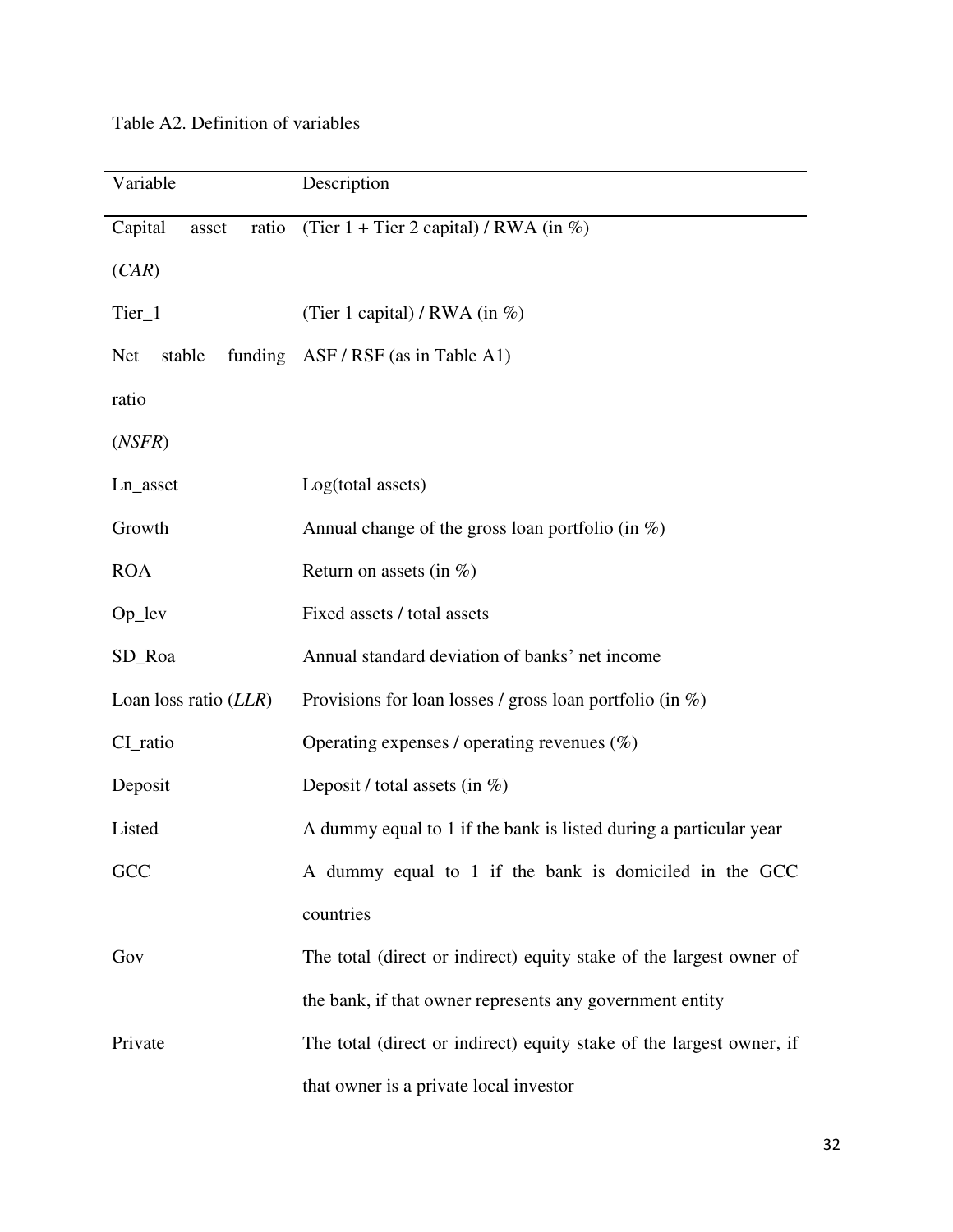Table A2. Definition of variables

| Variable | Description |
| --- | --- |
| Capital asset ratio (*CAR*) | (Tier 1 + Tier 2 capital) / RWA (in %) |
| Tier_1 | (Tier 1 capital) / RWA (in %) |
| Net stable funding ratio (*NSFR*) | ASF / RSF (as in Table A1) |
| Ln_asset | Log(total assets) |
| Growth | Annual change of the gross loan portfolio (in %) |
| ROA | Return on assets (in %) |
| Op_lev | Fixed assets / total assets |
| SD_Roa | Annual standard deviation of banks' net income |
| Loan loss ratio (*LLR*) | Provisions for loan losses / gross loan portfolio (in %) |
| CI_ratio | Operating expenses / operating revenues (%) |
| Deposit | Deposit / total assets (in %) |
| Listed | A dummy equal to 1 if the bank is listed during a particular year |
| GCC | A dummy equal to 1 if the bank is domiciled in the GCC countries |
| Gov | The total (direct or indirect) equity stake of the largest owner of the bank, if that owner represents any government entity |
| Private | The total (direct or indirect) equity stake of the largest owner, if that owner is a private local investor |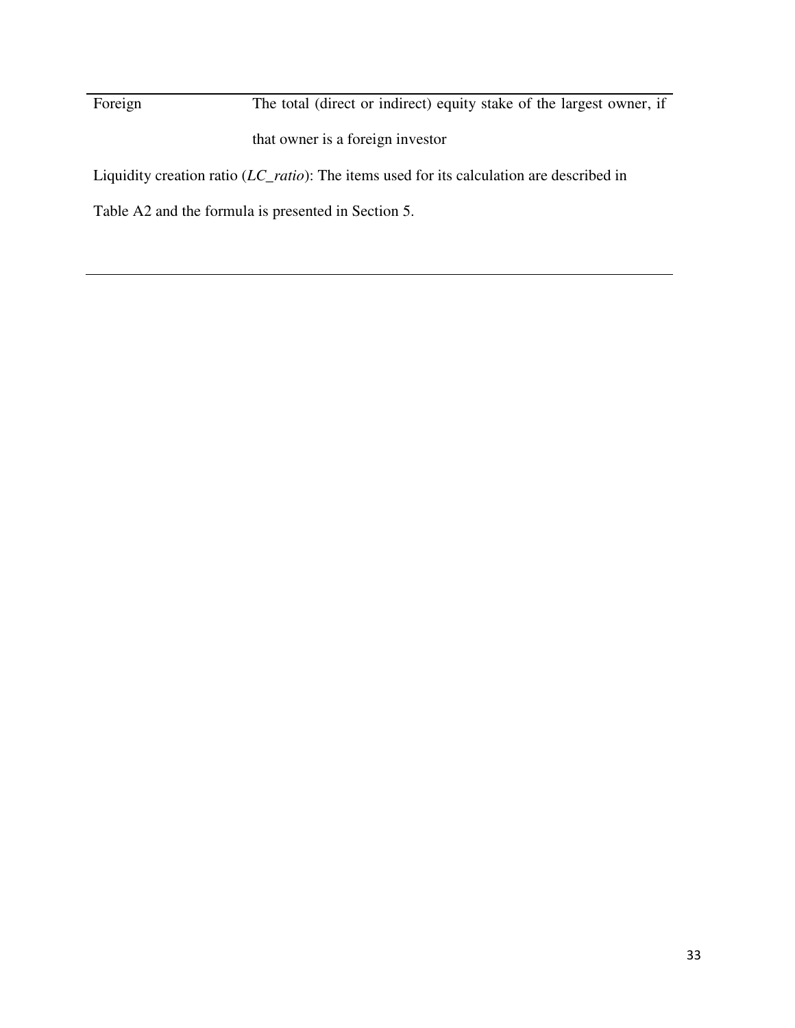| | |
|---|---|
| Foreign | The total (direct or indirect) equity stake of the largest owner, if that owner is a foreign investor |

Liquidity creation ratio (*LC_ratio*): The items used for its calculation are described in Table A2 and the formula is presented in Section 5.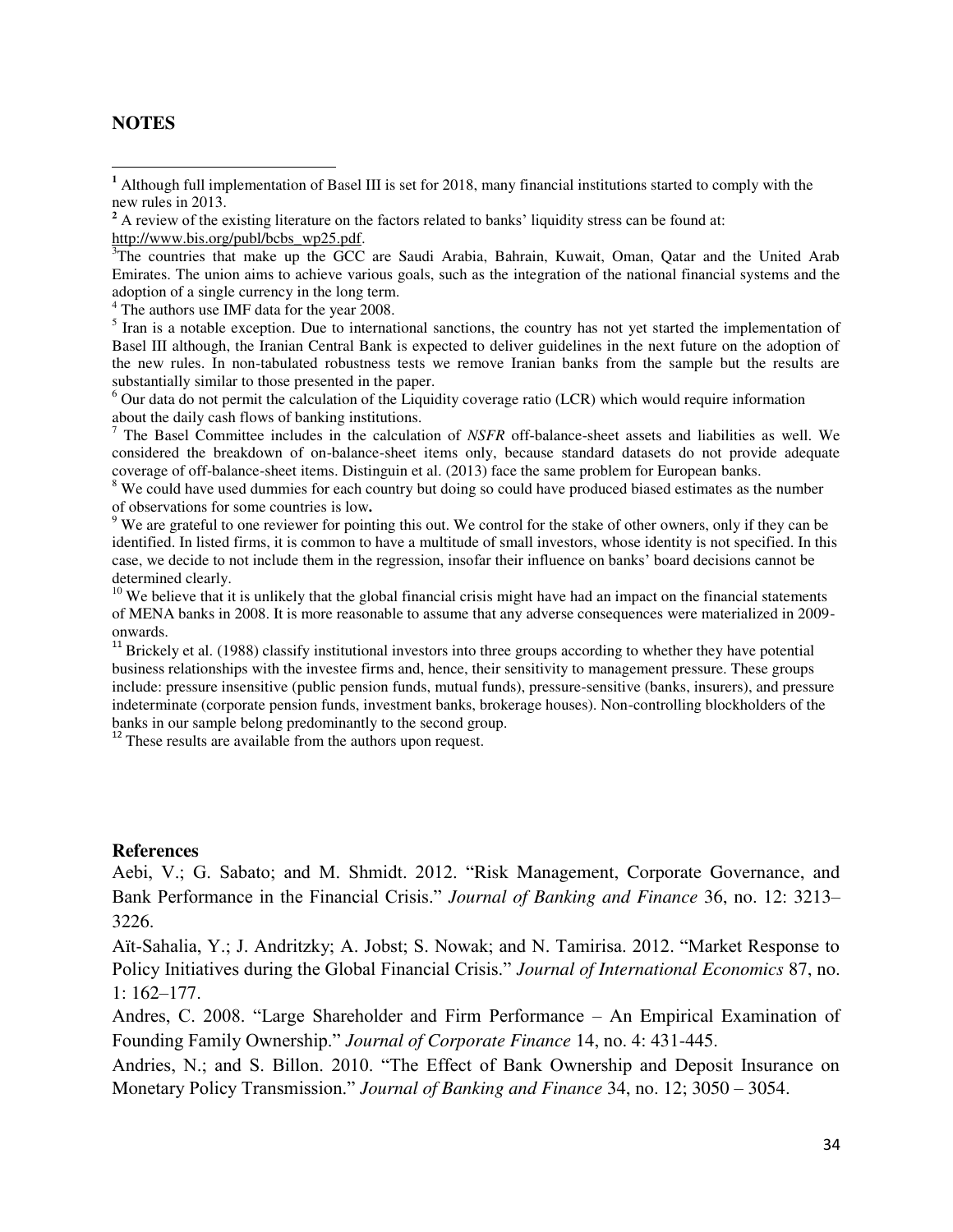**NOTES**

[1] Although full implementation of Basel III is set for 2018, many financial institutions started to comply with the new rules in 2013.

[2] A review of the existing literature on the factors related to banks' liquidity stress can be found at: http://www.bis.org/publ/bcbs_wp25.pdf.

[3] The countries that make up the GCC are Saudi Arabia, Bahrain, Kuwait, Oman, Qatar and the United Arab Emirates. The union aims to achieve various goals, such as the integration of the national financial systems and the adoption of a single currency in the long term.

[4] The authors use IMF data for the year 2008.

[5] Iran is a notable exception. Due to international sanctions, the country has not yet started the implementation of Basel III although, the Iranian Central Bank is expected to deliver guidelines in the next future on the adoption of the new rules. In non-tabulated robustness tests we remove Iranian banks from the sample but the results are substantially similar to those presented in the paper.

[6] Our data do not permit the calculation of the Liquidity coverage ratio (LCR) which would require information about the daily cash flows of banking institutions.

[7] The Basel Committee includes in the calculation of *NSFR* off-balance-sheet assets and liabilities as well. We considered the breakdown of on-balance-sheet items only, because standard datasets do not provide adequate coverage of off-balance-sheet items. Distinguin et al. (2013) face the same problem for European banks.

[8] We could have used dummies for each country but doing so could have produced biased estimates as the number of observations for some countries is low**.**

[9] We are grateful to one reviewer for pointing this out. We control for the stake of other owners, only if they can be identified. In listed firms, it is common to have a multitude of small investors, whose identity is not specified. In this case, we decide to not include them in the regression, insofar their influence on banks' board decisions cannot be determined clearly.

[10] We believe that it is unlikely that the global financial crisis might have had an impact on the financial statements of MENA banks in 2008. It is more reasonable to assume that any adverse consequences were materialized in 2009-onwards.

[11] Brickely et al. (1988) classify institutional investors into three groups according to whether they have potential business relationships with the investee firms and, hence, their sensitivity to management pressure. These groups include: pressure insensitive (public pension funds, mutual funds), pressure-sensitive (banks, insurers), and pressure indeterminate (corporate pension funds, investment banks, brokerage houses). Non-controlling blockholders of the banks in our sample belong predominantly to the second group.

[12] These results are available from the authors upon request.

**References**

Aebi, V.; G. Sabato; and M. Shmidt. 2012. "Risk Management, Corporate Governance, and Bank Performance in the Financial Crisis." *Journal of Banking and Finance* 36, no. 12: 3213–3226.

Aït-Sahalia, Y.; J. Andritzky; A. Jobst; S. Nowak; and N. Tamirisa. 2012. "Market Response to Policy Initiatives during the Global Financial Crisis." *Journal of International Economics* 87, no. 1: 162–177.

Andres, C. 2008. "Large Shareholder and Firm Performance – An Empirical Examination of Founding Family Ownership." *Journal of Corporate Finance* 14, no. 4: 431-445.

Andries, N.; and S. Billon. 2010. "The Effect of Bank Ownership and Deposit Insurance on Monetary Policy Transmission." *Journal of Banking and Finance* 34, no. 12; 3050 – 3054.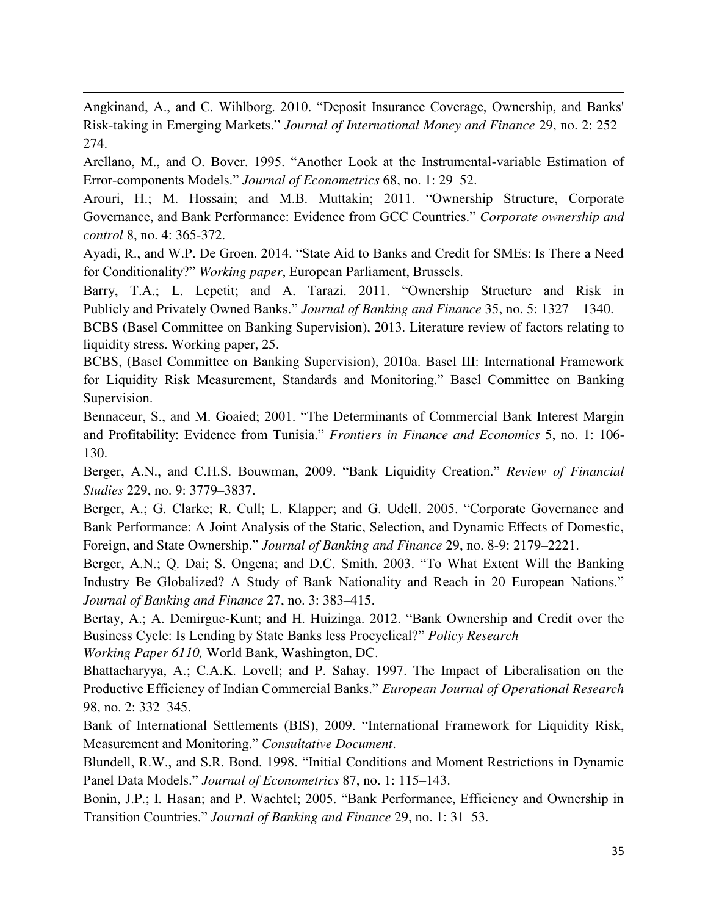Angkinand, A., and C. Wihlborg. 2010. "Deposit Insurance Coverage, Ownership, and Banks' Risk-taking in Emerging Markets." *Journal of International Money and Finance* 29, no. 2: 252–274.

Arellano, M., and O. Bover. 1995. "Another Look at the Instrumental-variable Estimation of Error-components Models." *Journal of Econometrics* 68, no. 1: 29–52.

Arouri, H.; M. Hossain; and M.B. Muttakin; 2011. "Ownership Structure, Corporate Governance, and Bank Performance: Evidence from GCC Countries." *Corporate ownership and control* 8, no. 4: 365-372.

Ayadi, R., and W.P. De Groen. 2014. "State Aid to Banks and Credit for SMEs: Is There a Need for Conditionality?" *Working paper*, European Parliament, Brussels.

Barry, T.A.; L. Lepetit; and A. Tarazi. 2011. "Ownership Structure and Risk in Publicly and Privately Owned Banks." *Journal of Banking and Finance* 35, no. 5: 1327 – 1340.

BCBS (Basel Committee on Banking Supervision), 2013. Literature review of factors relating to liquidity stress. Working paper, 25.

BCBS, (Basel Committee on Banking Supervision), 2010a. Basel III: International Framework for Liquidity Risk Measurement, Standards and Monitoring." Basel Committee on Banking Supervision.

Bennaceur, S., and M. Goaied; 2001. "The Determinants of Commercial Bank Interest Margin and Profitability: Evidence from Tunisia." *Frontiers in Finance and Economics* 5, no. 1: 106-130.

Berger, A.N., and C.H.S. Bouwman, 2009. "Bank Liquidity Creation." *Review of Financial Studies* 229, no. 9: 3779–3837.

Berger, A.; G. Clarke; R. Cull; L. Klapper; and G. Udell. 2005. "Corporate Governance and Bank Performance: A Joint Analysis of the Static, Selection, and Dynamic Effects of Domestic, Foreign, and State Ownership." *Journal of Banking and Finance* 29, no. 8-9: 2179–2221.

Berger, A.N.; Q. Dai; S. Ongena; and D.C. Smith. 2003. "To What Extent Will the Banking Industry Be Globalized? A Study of Bank Nationality and Reach in 20 European Nations." *Journal of Banking and Finance* 27, no. 3: 383–415.

Bertay, A.; A. Demirguc-Kunt; and H. Huizinga. 2012. "Bank Ownership and Credit over the Business Cycle: Is Lending by State Banks less Procyclical?" *Policy Research Working Paper 6110,* World Bank, Washington, DC.

Bhattacharyya, A.; C.A.K. Lovell; and P. Sahay. 1997. The Impact of Liberalisation on the Productive Efficiency of Indian Commercial Banks." *European Journal of Operational Research* 98, no. 2: 332–345.

Bank of International Settlements (BIS), 2009. "International Framework for Liquidity Risk, Measurement and Monitoring." *Consultative Document*.

Blundell, R.W., and S.R. Bond. 1998. "Initial Conditions and Moment Restrictions in Dynamic Panel Data Models." *Journal of Econometrics* 87, no. 1: 115–143.

Bonin, J.P.; I. Hasan; and P. Wachtel; 2005. "Bank Performance, Efficiency and Ownership in Transition Countries." *Journal of Banking and Finance* 29, no. 1: 31–53.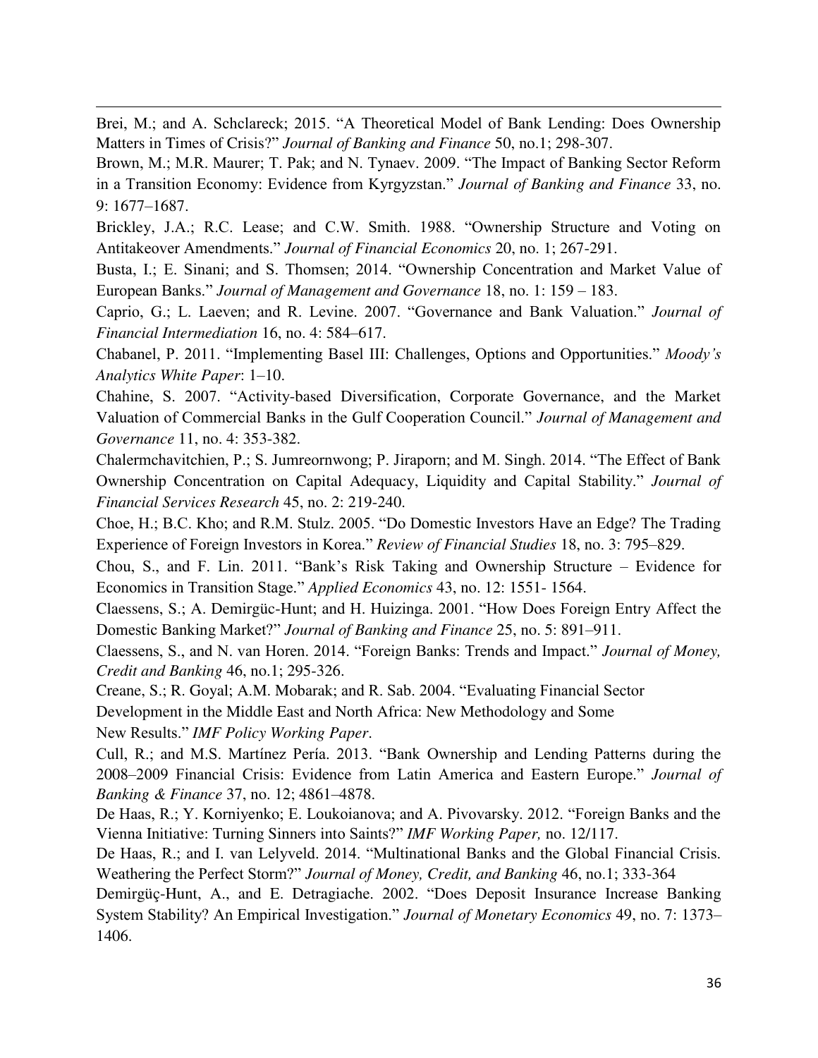Brei, M.; and A. Schclareck; 2015. "A Theoretical Model of Bank Lending: Does Ownership Matters in Times of Crisis?" *Journal of Banking and Finance* 50, no.1; 298-307.

Brown, M.; M.R. Maurer; T. Pak; and N. Tynaev. 2009. "The Impact of Banking Sector Reform in a Transition Economy: Evidence from Kyrgyzstan." *Journal of Banking and Finance* 33, no. 9: 1677–1687.

Brickley, J.A.; R.C. Lease; and C.W. Smith. 1988. "Ownership Structure and Voting on Antitakeover Amendments." *Journal of Financial Economics* 20, no. 1; 267-291.

Busta, I.; E. Sinani; and S. Thomsen; 2014. "Ownership Concentration and Market Value of European Banks." *Journal of Management and Governance* 18, no. 1: 159 – 183.

Caprio, G.; L. Laeven; and R. Levine. 2007. "Governance and Bank Valuation." *Journal of Financial Intermediation* 16, no. 4: 584–617.

Chabanel, P. 2011. "Implementing Basel III: Challenges, Options and Opportunities." *Moody's Analytics White Paper*: 1–10.

Chahine, S. 2007. "Activity-based Diversification, Corporate Governance, and the Market Valuation of Commercial Banks in the Gulf Cooperation Council." *Journal of Management and Governance* 11, no. 4: 353-382.

Chalermchavitchien, P.; S. Jumreornwong; P. Jiraporn; and M. Singh. 2014. "The Effect of Bank Ownership Concentration on Capital Adequacy, Liquidity and Capital Stability." *Journal of Financial Services Research* 45, no. 2: 219-240.

Choe, H.; B.C. Kho; and R.M. Stulz. 2005. "Do Domestic Investors Have an Edge? The Trading Experience of Foreign Investors in Korea." *Review of Financial Studies* 18, no. 3: 795–829.

Chou, S., and F. Lin. 2011. "Bank's Risk Taking and Ownership Structure – Evidence for Economics in Transition Stage." *Applied Economics* 43, no. 12: 1551- 1564.

Claessens, S.; A. Demirgüc-Hunt; and H. Huizinga. 2001. "How Does Foreign Entry Affect the Domestic Banking Market?" *Journal of Banking and Finance* 25, no. 5: 891–911.

Claessens, S., and N. van Horen. 2014. "Foreign Banks: Trends and Impact." *Journal of Money, Credit and Banking* 46, no.1; 295-326.

Creane, S.; R. Goyal; A.M. Mobarak; and R. Sab. 2004. "Evaluating Financial Sector Development in the Middle East and North Africa: New Methodology and Some New Results." *IMF Policy Working Paper*.

Cull, R.; and M.S. Martínez Pería. 2013. "Bank Ownership and Lending Patterns during the 2008–2009 Financial Crisis: Evidence from Latin America and Eastern Europe." *Journal of Banking & Finance* 37, no. 12; 4861–4878.

De Haas, R.; Y. Korniyenko; E. Loukoianova; and A. Pivovarsky. 2012. "Foreign Banks and the Vienna Initiative: Turning Sinners into Saints?" *IMF Working Paper,* no. 12/117.

De Haas, R.; and I. van Lelyveld. 2014. "Multinational Banks and the Global Financial Crisis. Weathering the Perfect Storm?" *Journal of Money, Credit, and Banking* 46, no.1; 333-364

Demirgüç-Hunt, A., and E. Detragiache. 2002. "Does Deposit Insurance Increase Banking System Stability? An Empirical Investigation." *Journal of Monetary Economics* 49, no. 7: 1373–1406.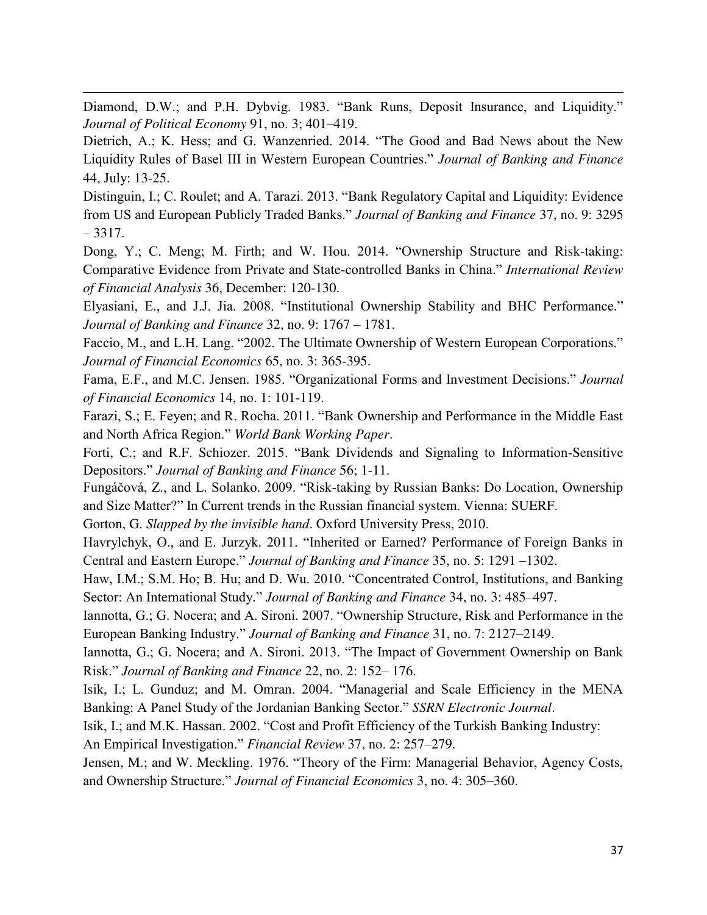Diamond, D.W.; and P.H. Dybvig. 1983. "Bank Runs, Deposit Insurance, and Liquidity." *Journal of Political Economy* 91, no. 3; 401–419.

Dietrich, A.; K. Hess; and G. Wanzenried. 2014. "The Good and Bad News about the New Liquidity Rules of Basel III in Western European Countries." *Journal of Banking and Finance* 44, July: 13-25.

Distinguin, I.; C. Roulet; and A. Tarazi. 2013. "Bank Regulatory Capital and Liquidity: Evidence from US and European Publicly Traded Banks." *Journal of Banking and Finance* 37, no. 9: 3295 – 3317.

Dong, Y.; C. Meng; M. Firth; and W. Hou. 2014. "Ownership Structure and Risk-taking: Comparative Evidence from Private and State-controlled Banks in China." *International Review of Financial Analysis* 36, December: 120-130.

Elyasiani, E., and J.J. Jia. 2008. "Institutional Ownership Stability and BHC Performance." *Journal of Banking and Finance* 32, no. 9: 1767 – 1781.

Faccio, M., and L.H. Lang. "2002. The Ultimate Ownership of Western European Corporations." *Journal of Financial Economics* 65, no. 3: 365-395.

Fama, E.F., and M.C. Jensen. 1985. "Organizational Forms and Investment Decisions." *Journal of Financial Economics* 14, no. 1: 101-119.

Farazi, S.; E. Feyen; and R. Rocha. 2011. "Bank Ownership and Performance in the Middle East and North Africa Region." *World Bank Working Paper*.

Forti, C.; and R.F. Schiozer. 2015. "Bank Dividends and Signaling to Information-Sensitive Depositors." *Journal of Banking and Finance* 56; 1-11.

Fungáčová, Z., and L. Solanko. 2009. "Risk-taking by Russian Banks: Do Location, Ownership and Size Matter?" In Current trends in the Russian financial system. Vienna: SUERF.

Gorton, G. *Slapped by the invisible hand*. Oxford University Press, 2010.

Havrylchyk, O., and E. Jurzyk. 2011. "Inherited or Earned? Performance of Foreign Banks in Central and Eastern Europe." *Journal of Banking and Finance* 35, no. 5: 1291 –1302.

Haw, I.M.; S.M. Ho; B. Hu; and D. Wu. 2010. "Concentrated Control, Institutions, and Banking Sector: An International Study." *Journal of Banking and Finance* 34, no. 3: 485–497.

Iannotta, G.; G. Nocera; and A. Sironi. 2007. "Ownership Structure, Risk and Performance in the European Banking Industry." *Journal of Banking and Finance* 31, no. 7: 2127–2149.

Iannotta, G.; G. Nocera; and A. Sironi. 2013. "The Impact of Government Ownership on Bank Risk." *Journal of Banking and Finance* 22, no. 2: 152– 176.

Isik, I.; L. Gunduz; and M. Omran. 2004. "Managerial and Scale Efficiency in the MENA Banking: A Panel Study of the Jordanian Banking Sector." *SSRN Electronic Journal*.

Isik, I.; and M.K. Hassan. 2002. "Cost and Profit Efficiency of the Turkish Banking Industry: An Empirical Investigation." *Financial Review* 37, no. 2: 257–279.

Jensen, M.; and W. Meckling. 1976. "Theory of the Firm: Managerial Behavior, Agency Costs, and Ownership Structure." *Journal of Financial Economics* 3, no. 4: 305–360.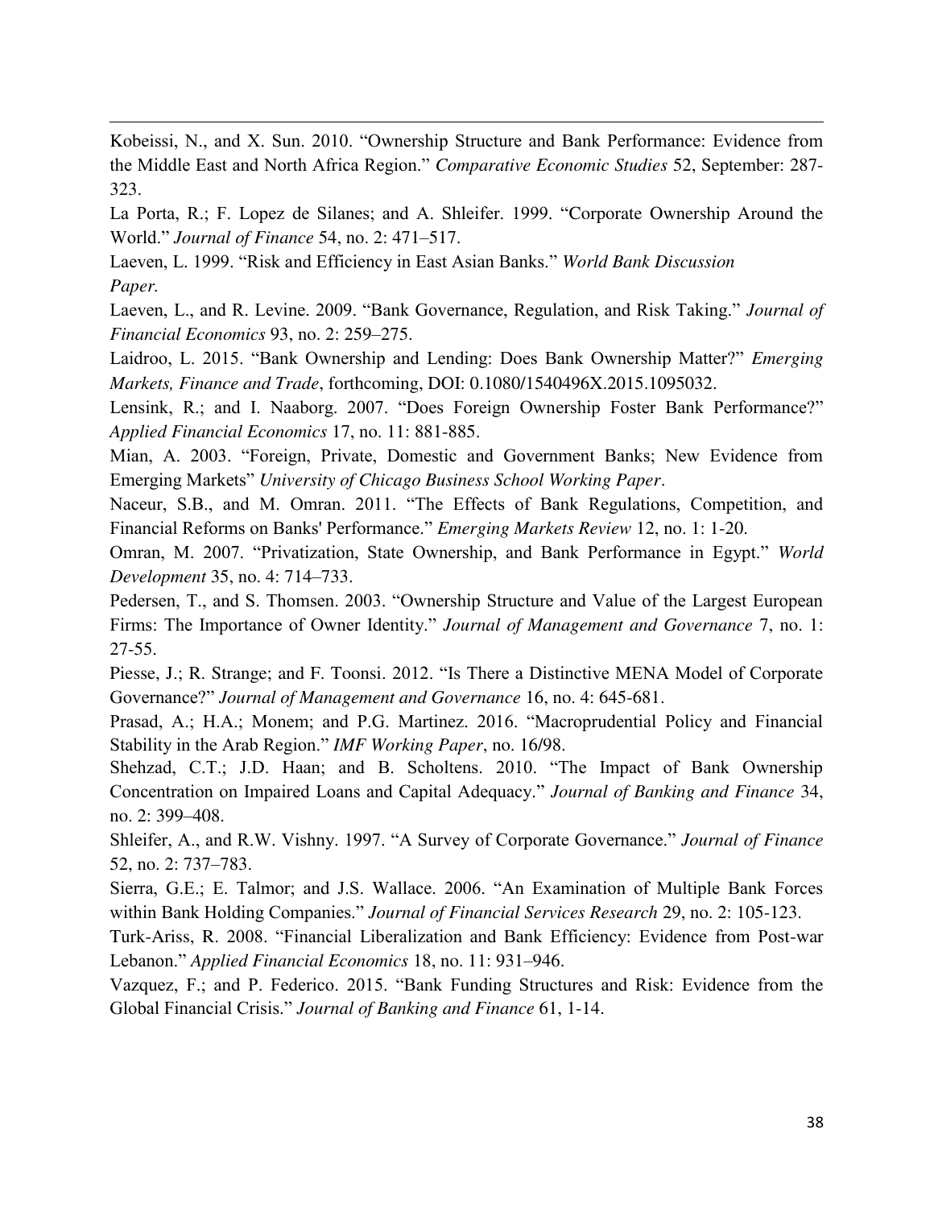Kobeissi, N., and X. Sun. 2010. "Ownership Structure and Bank Performance: Evidence from the Middle East and North Africa Region." *Comparative Economic Studies* 52, September: 287-323.

La Porta, R.; F. Lopez de Silanes; and A. Shleifer. 1999. "Corporate Ownership Around the World." *Journal of Finance* 54, no. 2: 471–517.

Laeven, L. 1999. "Risk and Efficiency in East Asian Banks." *World Bank Discussion Paper.*

Laeven, L., and R. Levine. 2009. "Bank Governance, Regulation, and Risk Taking." *Journal of Financial Economics* 93, no. 2: 259–275.

Laidroo, L. 2015. "Bank Ownership and Lending: Does Bank Ownership Matter?" *Emerging Markets, Finance and Trade*, forthcoming, DOI: 0.1080/1540496X.2015.1095032.

Lensink, R.; and I. Naaborg. 2007. "Does Foreign Ownership Foster Bank Performance?" *Applied Financial Economics* 17, no. 11: 881-885.

Mian, A. 2003. "Foreign, Private, Domestic and Government Banks; New Evidence from Emerging Markets" *University of Chicago Business School Working Paper*.

Naceur, S.B., and M. Omran. 2011. "The Effects of Bank Regulations, Competition, and Financial Reforms on Banks' Performance." *Emerging Markets Review* 12, no. 1: 1-20.

Omran, M. 2007. "Privatization, State Ownership, and Bank Performance in Egypt." *World Development* 35, no. 4: 714–733.

Pedersen, T., and S. Thomsen. 2003. "Ownership Structure and Value of the Largest European Firms: The Importance of Owner Identity." *Journal of Management and Governance* 7, no. 1: 27-55.

Piesse, J.; R. Strange; and F. Toonsi. 2012. "Is There a Distinctive MENA Model of Corporate Governance?" *Journal of Management and Governance* 16, no. 4: 645-681.

Prasad, A.; H.A.; Monem; and P.G. Martinez. 2016. "Macroprudential Policy and Financial Stability in the Arab Region." *IMF Working Paper*, no. 16/98.

Shehzad, C.T.; J.D. Haan; and B. Scholtens. 2010. "The Impact of Bank Ownership Concentration on Impaired Loans and Capital Adequacy." *Journal of Banking and Finance* 34, no. 2: 399–408.

Shleifer, A., and R.W. Vishny. 1997. "A Survey of Corporate Governance." *Journal of Finance* 52, no. 2: 737–783.

Sierra, G.E.; E. Talmor; and J.S. Wallace. 2006. "An Examination of Multiple Bank Forces within Bank Holding Companies." *Journal of Financial Services Research* 29, no. 2: 105-123.

Turk-Ariss, R. 2008. "Financial Liberalization and Bank Efficiency: Evidence from Post-war Lebanon." *Applied Financial Economics* 18, no. 11: 931–946.

Vazquez, F.; and P. Federico. 2015. "Bank Funding Structures and Risk: Evidence from the Global Financial Crisis." *Journal of Banking and Finance* 61, 1-14.